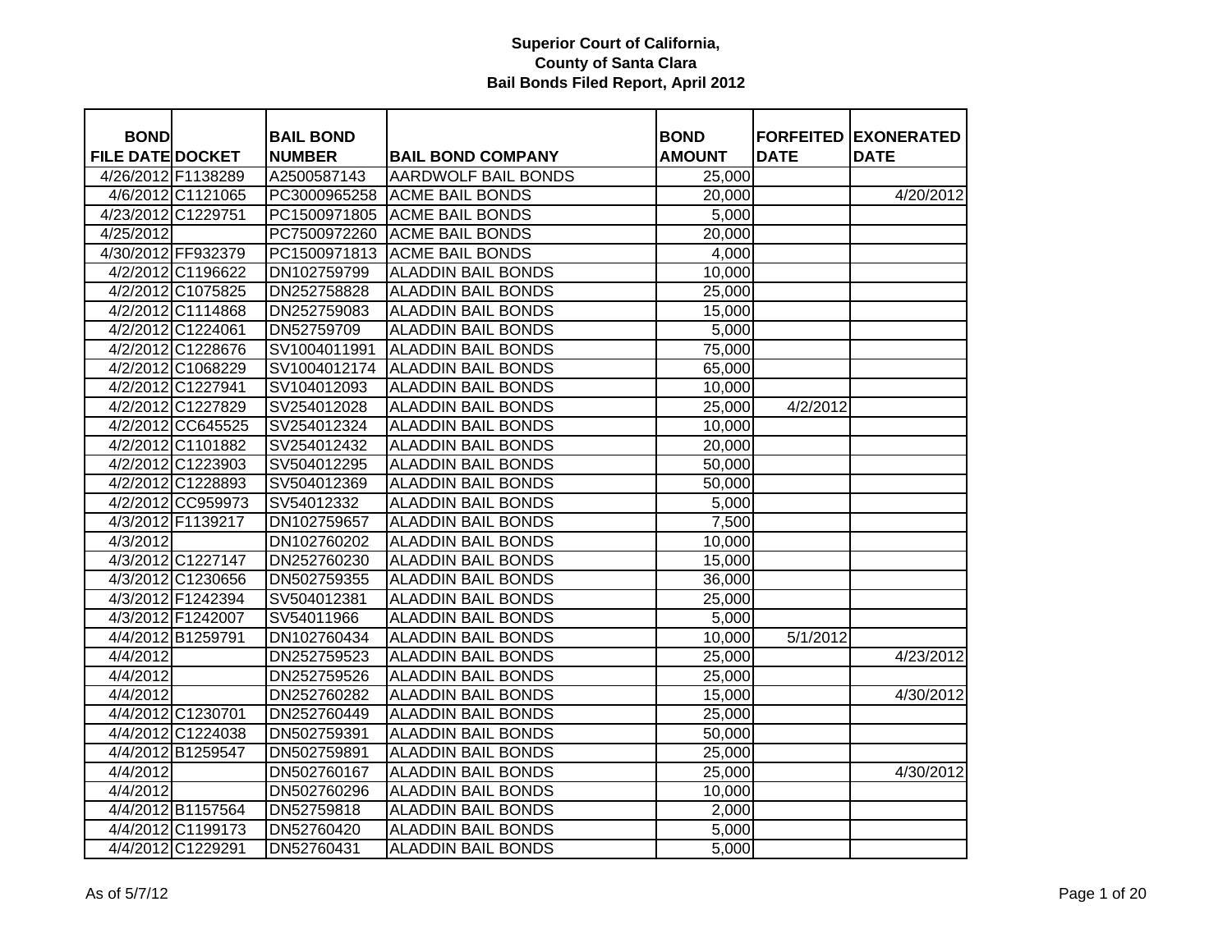# Superior Court of California, County of Santa Clara
## Bail Bonds Filed Report, April 2012

| BOND FILE DATE | DOCKET | BAIL BOND NUMBER | BAIL BOND COMPANY | BOND AMOUNT | FORFEITED DATE | EXONERATED DATE |
|---|---|---|---|---|---|---|
| 4/26/2012 | F1138289 | A2500587143 | AARDWOLF BAIL BONDS | 25,000 | | |
| 4/6/2012 | C1121065 | PC3000965258 | ACME BAIL BONDS | 20,000 | | 4/20/2012 |
| 4/23/2012 | C1229751 | PC1500971805 | ACME BAIL BONDS | 5,000 | | |
| 4/25/2012 | | PC7500972260 | ACME BAIL BONDS | 20,000 | | |
| 4/30/2012 | FF932379 | PC1500971813 | ACME BAIL BONDS | 4,000 | | |
| 4/2/2012 | C1196622 | DN102759799 | ALADDIN BAIL BONDS | 10,000 | | |
| 4/2/2012 | C1075825 | DN252758828 | ALADDIN BAIL BONDS | 25,000 | | |
| 4/2/2012 | C1114868 | DN252759083 | ALADDIN BAIL BONDS | 15,000 | | |
| 4/2/2012 | C1224061 | DN52759709 | ALADDIN BAIL BONDS | 5,000 | | |
| 4/2/2012 | C1228676 | SV1004011991 | ALADDIN BAIL BONDS | 75,000 | | |
| 4/2/2012 | C1068229 | SV1004012174 | ALADDIN BAIL BONDS | 65,000 | | |
| 4/2/2012 | C1227941 | SV104012093 | ALADDIN BAIL BONDS | 10,000 | | |
| 4/2/2012 | C1227829 | SV254012028 | ALADDIN BAIL BONDS | 25,000 | 4/2/2012 | |
| 4/2/2012 | CC645525 | SV254012324 | ALADDIN BAIL BONDS | 10,000 | | |
| 4/2/2012 | C1101882 | SV254012432 | ALADDIN BAIL BONDS | 20,000 | | |
| 4/2/2012 | C1223903 | SV504012295 | ALADDIN BAIL BONDS | 50,000 | | |
| 4/2/2012 | C1228893 | SV504012369 | ALADDIN BAIL BONDS | 50,000 | | |
| 4/2/2012 | CC959973 | SV54012332 | ALADDIN BAIL BONDS | 5,000 | | |
| 4/3/2012 | F1139217 | DN102759657 | ALADDIN BAIL BONDS | 7,500 | | |
| 4/3/2012 | | DN102760202 | ALADDIN BAIL BONDS | 10,000 | | |
| 4/3/2012 | C1227147 | DN252760230 | ALADDIN BAIL BONDS | 15,000 | | |
| 4/3/2012 | C1230656 | DN502759355 | ALADDIN BAIL BONDS | 36,000 | | |
| 4/3/2012 | F1242394 | SV504012381 | ALADDIN BAIL BONDS | 25,000 | | |
| 4/3/2012 | F1242007 | SV54011966 | ALADDIN BAIL BONDS | 5,000 | | |
| 4/4/2012 | B1259791 | DN102760434 | ALADDIN BAIL BONDS | 10,000 | 5/1/2012 | |
| 4/4/2012 | | DN252759523 | ALADDIN BAIL BONDS | 25,000 | | 4/23/2012 |
| 4/4/2012 | | DN252759526 | ALADDIN BAIL BONDS | 25,000 | | |
| 4/4/2012 | | DN252760282 | ALADDIN BAIL BONDS | 15,000 | | 4/30/2012 |
| 4/4/2012 | C1230701 | DN252760449 | ALADDIN BAIL BONDS | 25,000 | | |
| 4/4/2012 | C1224038 | DN502759391 | ALADDIN BAIL BONDS | 50,000 | | |
| 4/4/2012 | B1259547 | DN502759891 | ALADDIN BAIL BONDS | 25,000 | | |
| 4/4/2012 | | DN502760167 | ALADDIN BAIL BONDS | 25,000 | | 4/30/2012 |
| 4/4/2012 | | DN502760296 | ALADDIN BAIL BONDS | 10,000 | | |
| 4/4/2012 | B1157564 | DN52759818 | ALADDIN BAIL BONDS | 2,000 | | |
| 4/4/2012 | C1199173 | DN52760420 | ALADDIN BAIL BONDS | 5,000 | | |
| 4/4/2012 | C1229291 | DN52760431 | ALADDIN BAIL BONDS | 5,000 | | |

As of 5/7/12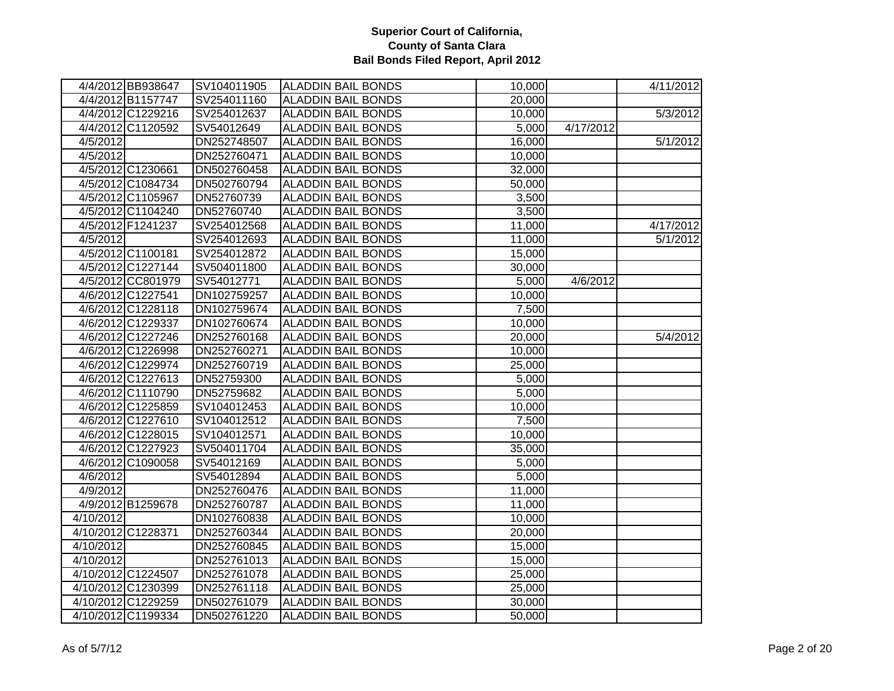# Superior Court of California, County of Santa Clara
## Bail Bonds Filed Report, April 2012

| | | | | | | |
|---|---|---|---|---|---|---|
| 4/4/2012 | BB938647 | SV104011905 | ALADDIN BAIL BONDS | 10,000 | | 4/11/2012 |
| 4/4/2012 | B1157747 | SV254011160 | ALADDIN BAIL BONDS | 20,000 | | |
| 4/4/2012 | C1229216 | SV254012637 | ALADDIN BAIL BONDS | 10,000 | | 5/3/2012 |
| 4/4/2012 | C1120592 | SV54012649 | ALADDIN BAIL BONDS | 5,000 | 4/17/2012 | |
| 4/5/2012 | | DN252748507 | ALADDIN BAIL BONDS | 16,000 | | 5/1/2012 |
| 4/5/2012 | | DN252760471 | ALADDIN BAIL BONDS | 10,000 | | |
| 4/5/2012 | C1230661 | DN502760458 | ALADDIN BAIL BONDS | 32,000 | | |
| 4/5/2012 | C1084734 | DN502760794 | ALADDIN BAIL BONDS | 50,000 | | |
| 4/5/2012 | C1105967 | DN52760739 | ALADDIN BAIL BONDS | 3,500 | | |
| 4/5/2012 | C1104240 | DN52760740 | ALADDIN BAIL BONDS | 3,500 | | |
| 4/5/2012 | F1241237 | SV254012568 | ALADDIN BAIL BONDS | 11,000 | | 4/17/2012 |
| 4/5/2012 | | SV254012693 | ALADDIN BAIL BONDS | 11,000 | | 5/1/2012 |
| 4/5/2012 | C1100181 | SV254012872 | ALADDIN BAIL BONDS | 15,000 | | |
| 4/5/2012 | C1227144 | SV504011800 | ALADDIN BAIL BONDS | 30,000 | | |
| 4/5/2012 | CC801979 | SV54012771 | ALADDIN BAIL BONDS | 5,000 | 4/6/2012 | |
| 4/6/2012 | C1227541 | DN102759257 | ALADDIN BAIL BONDS | 10,000 | | |
| 4/6/2012 | C1228118 | DN102759674 | ALADDIN BAIL BONDS | 7,500 | | |
| 4/6/2012 | C1229337 | DN102760674 | ALADDIN BAIL BONDS | 10,000 | | |
| 4/6/2012 | C1227246 | DN252760168 | ALADDIN BAIL BONDS | 20,000 | | 5/4/2012 |
| 4/6/2012 | C1226998 | DN252760271 | ALADDIN BAIL BONDS | 10,000 | | |
| 4/6/2012 | C1229974 | DN252760719 | ALADDIN BAIL BONDS | 25,000 | | |
| 4/6/2012 | C1227613 | DN52759300 | ALADDIN BAIL BONDS | 5,000 | | |
| 4/6/2012 | C1110790 | DN52759682 | ALADDIN BAIL BONDS | 5,000 | | |
| 4/6/2012 | C1225859 | SV104012453 | ALADDIN BAIL BONDS | 10,000 | | |
| 4/6/2012 | C1227610 | SV104012512 | ALADDIN BAIL BONDS | 7,500 | | |
| 4/6/2012 | C1228015 | SV104012571 | ALADDIN BAIL BONDS | 10,000 | | |
| 4/6/2012 | C1227923 | SV504011704 | ALADDIN BAIL BONDS | 35,000 | | |
| 4/6/2012 | C1090058 | SV54012169 | ALADDIN BAIL BONDS | 5,000 | | |
| 4/6/2012 | | SV54012894 | ALADDIN BAIL BONDS | 5,000 | | |
| 4/9/2012 | | DN252760476 | ALADDIN BAIL BONDS | 11,000 | | |
| 4/9/2012 | B1259678 | DN252760787 | ALADDIN BAIL BONDS | 11,000 | | |
| 4/10/2012 | | DN102760838 | ALADDIN BAIL BONDS | 10,000 | | |
| 4/10/2012 | C1228371 | DN252760344 | ALADDIN BAIL BONDS | 20,000 | | |
| 4/10/2012 | | DN252760845 | ALADDIN BAIL BONDS | 15,000 | | |
| 4/10/2012 | | DN252761013 | ALADDIN BAIL BONDS | 15,000 | | |
| 4/10/2012 | C1224507 | DN252761078 | ALADDIN BAIL BONDS | 25,000 | | |
| 4/10/2012 | C1230399 | DN252761118 | ALADDIN BAIL BONDS | 25,000 | | |
| 4/10/2012 | C1229259 | DN502761079 | ALADDIN BAIL BONDS | 30,000 | | |
| 4/10/2012 | C1199334 | DN502761220 | ALADDIN BAIL BONDS | 50,000 | | |

As of 5/7/12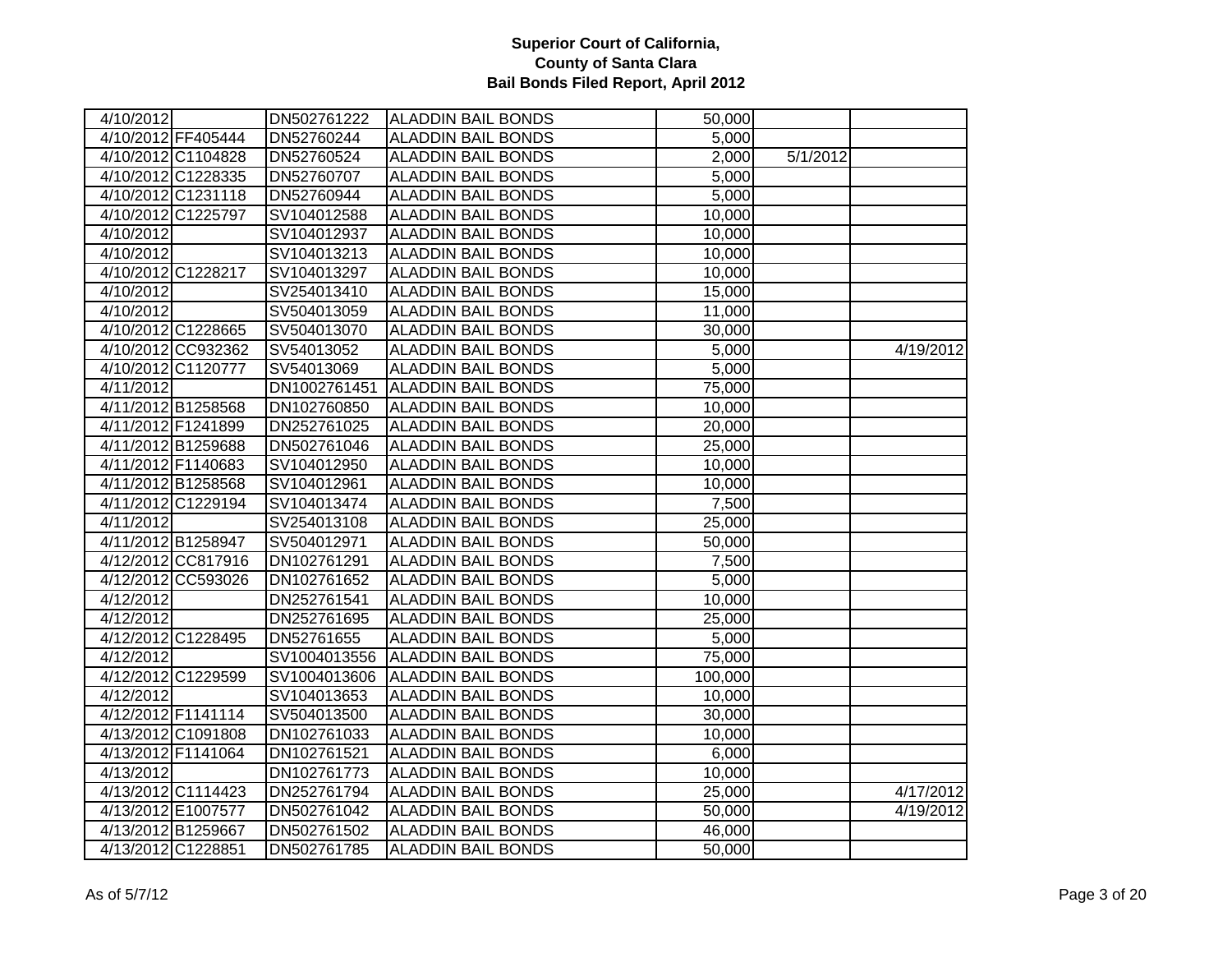# Superior Court of California, County of Santa Clara
## Bail Bonds Filed Report, April 2012

| | | | | | | |
|---|---|---|---|---|---|---|
| 4/10/2012 | | DN502761222 | ALADDIN BAIL BONDS | 50,000 | | |
| 4/10/2012 | FF405444 | DN52760244 | ALADDIN BAIL BONDS | 5,000 | | |
| 4/10/2012 | C1104828 | DN52760524 | ALADDIN BAIL BONDS | 2,000 | 5/1/2012 | |
| 4/10/2012 | C1228335 | DN52760707 | ALADDIN BAIL BONDS | 5,000 | | |
| 4/10/2012 | C1231118 | DN52760944 | ALADDIN BAIL BONDS | 5,000 | | |
| 4/10/2012 | C1225797 | SV104012588 | ALADDIN BAIL BONDS | 10,000 | | |
| 4/10/2012 | | SV104012937 | ALADDIN BAIL BONDS | 10,000 | | |
| 4/10/2012 | | SV104013213 | ALADDIN BAIL BONDS | 10,000 | | |
| 4/10/2012 | C1228217 | SV104013297 | ALADDIN BAIL BONDS | 10,000 | | |
| 4/10/2012 | | SV254013410 | ALADDIN BAIL BONDS | 15,000 | | |
| 4/10/2012 | | SV504013059 | ALADDIN BAIL BONDS | 11,000 | | |
| 4/10/2012 | C1228665 | SV504013070 | ALADDIN BAIL BONDS | 30,000 | | |
| 4/10/2012 | CC932362 | SV54013052 | ALADDIN BAIL BONDS | 5,000 | | 4/19/2012 |
| 4/10/2012 | C1120777 | SV54013069 | ALADDIN BAIL BONDS | 5,000 | | |
| 4/11/2012 | | DN1002761451 | ALADDIN BAIL BONDS | 75,000 | | |
| 4/11/2012 | B1258568 | DN102760850 | ALADDIN BAIL BONDS | 10,000 | | |
| 4/11/2012 | F1241899 | DN252761025 | ALADDIN BAIL BONDS | 20,000 | | |
| 4/11/2012 | B1259688 | DN502761046 | ALADDIN BAIL BONDS | 25,000 | | |
| 4/11/2012 | F1140683 | SV104012950 | ALADDIN BAIL BONDS | 10,000 | | |
| 4/11/2012 | B1258568 | SV104012961 | ALADDIN BAIL BONDS | 10,000 | | |
| 4/11/2012 | C1229194 | SV104013474 | ALADDIN BAIL BONDS | 7,500 | | |
| 4/11/2012 | | SV254013108 | ALADDIN BAIL BONDS | 25,000 | | |
| 4/11/2012 | B1258947 | SV504012971 | ALADDIN BAIL BONDS | 50,000 | | |
| 4/12/2012 | CC817916 | DN102761291 | ALADDIN BAIL BONDS | 7,500 | | |
| 4/12/2012 | CC593026 | DN102761652 | ALADDIN BAIL BONDS | 5,000 | | |
| 4/12/2012 | | DN252761541 | ALADDIN BAIL BONDS | 10,000 | | |
| 4/12/2012 | | DN252761695 | ALADDIN BAIL BONDS | 25,000 | | |
| 4/12/2012 | C1228495 | DN52761655 | ALADDIN BAIL BONDS | 5,000 | | |
| 4/12/2012 | | SV1004013556 | ALADDIN BAIL BONDS | 75,000 | | |
| 4/12/2012 | C1229599 | SV1004013606 | ALADDIN BAIL BONDS | 100,000 | | |
| 4/12/2012 | | SV104013653 | ALADDIN BAIL BONDS | 10,000 | | |
| 4/12/2012 | F1141114 | SV504013500 | ALADDIN BAIL BONDS | 30,000 | | |
| 4/13/2012 | C1091808 | DN102761033 | ALADDIN BAIL BONDS | 10,000 | | |
| 4/13/2012 | F1141064 | DN102761521 | ALADDIN BAIL BONDS | 6,000 | | |
| 4/13/2012 | | DN102761773 | ALADDIN BAIL BONDS | 10,000 | | |
| 4/13/2012 | C1114423 | DN252761794 | ALADDIN BAIL BONDS | 25,000 | | 4/17/2012 |
| 4/13/2012 | E1007577 | DN502761042 | ALADDIN BAIL BONDS | 50,000 | | 4/19/2012 |
| 4/13/2012 | B1259667 | DN502761502 | ALADDIN BAIL BONDS | 46,000 | | |
| 4/13/2012 | C1228851 | DN502761785 | ALADDIN BAIL BONDS | 50,000 | | |

As of 5/7/12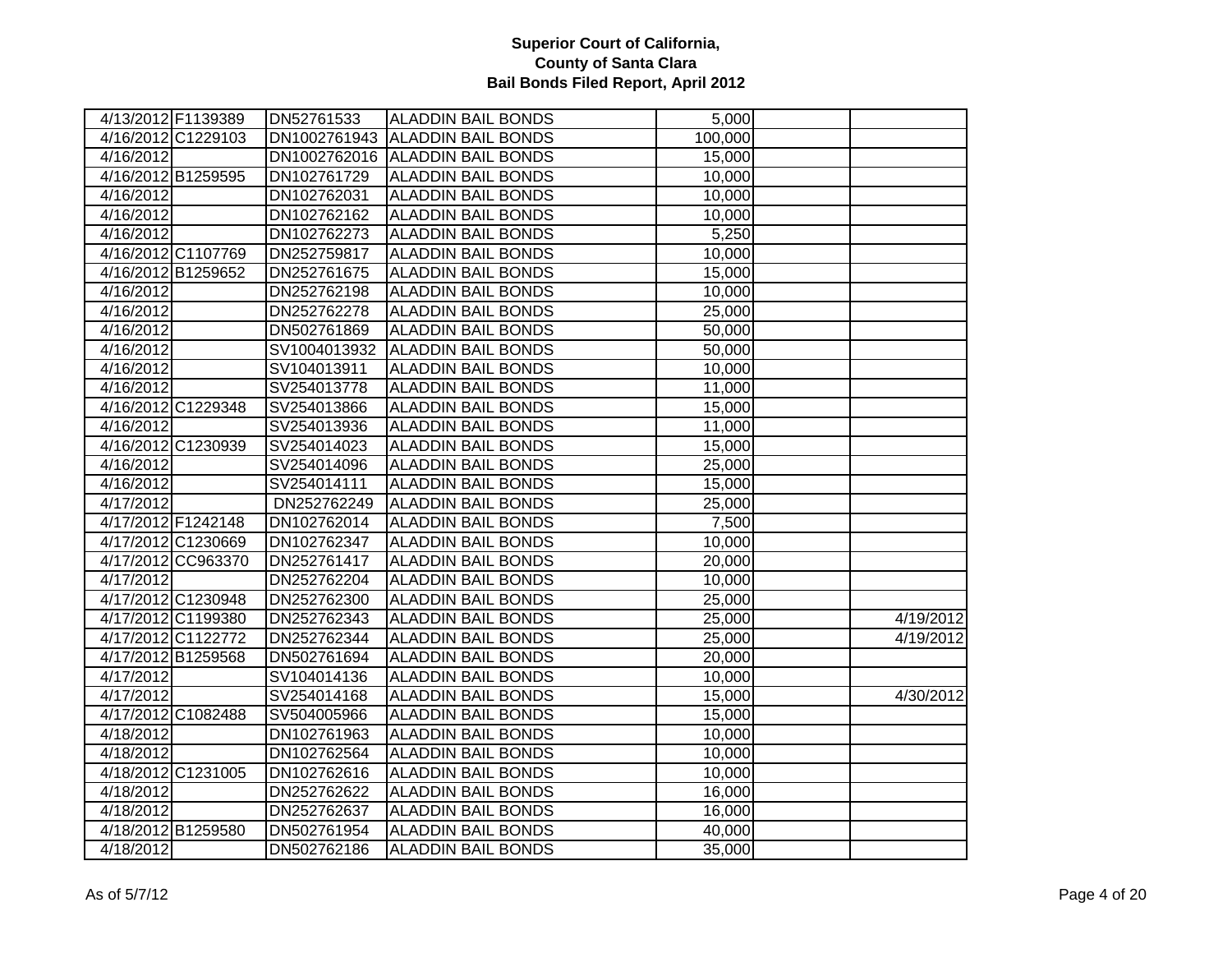**Superior Court of California,**
**County of Santa Clara**
**Bail Bonds Filed Report, April 2012**

| | | | | | | |
|---|---|---|---|---|---|---|
| 4/13/2012 | F1139389 | DN52761533 | ALADDIN BAIL BONDS | 5,000 | | |
| 4/16/2012 | C1229103 | DN1002761943 | ALADDIN BAIL BONDS | 100,000 | | |
| 4/16/2012 | | DN1002762016 | ALADDIN BAIL BONDS | 15,000 | | |
| 4/16/2012 | B1259595 | DN102761729 | ALADDIN BAIL BONDS | 10,000 | | |
| 4/16/2012 | | DN102762031 | ALADDIN BAIL BONDS | 10,000 | | |
| 4/16/2012 | | DN102762162 | ALADDIN BAIL BONDS | 10,000 | | |
| 4/16/2012 | | DN102762273 | ALADDIN BAIL BONDS | 5,250 | | |
| 4/16/2012 | C1107769 | DN252759817 | ALADDIN BAIL BONDS | 10,000 | | |
| 4/16/2012 | B1259652 | DN252761675 | ALADDIN BAIL BONDS | 15,000 | | |
| 4/16/2012 | | DN252762198 | ALADDIN BAIL BONDS | 10,000 | | |
| 4/16/2012 | | DN252762278 | ALADDIN BAIL BONDS | 25,000 | | |
| 4/16/2012 | | DN502761869 | ALADDIN BAIL BONDS | 50,000 | | |
| 4/16/2012 | | SV1004013932 | ALADDIN BAIL BONDS | 50,000 | | |
| 4/16/2012 | | SV104013911 | ALADDIN BAIL BONDS | 10,000 | | |
| 4/16/2012 | | SV254013778 | ALADDIN BAIL BONDS | 11,000 | | |
| 4/16/2012 | C1229348 | SV254013866 | ALADDIN BAIL BONDS | 15,000 | | |
| 4/16/2012 | | SV254013936 | ALADDIN BAIL BONDS | 11,000 | | |
| 4/16/2012 | C1230939 | SV254014023 | ALADDIN BAIL BONDS | 15,000 | | |
| 4/16/2012 | | SV254014096 | ALADDIN BAIL BONDS | 25,000 | | |
| 4/16/2012 | | SV254014111 | ALADDIN BAIL BONDS | 15,000 | | |
| 4/17/2012 | | DN252762249 | ALADDIN BAIL BONDS | 25,000 | | |
| 4/17/2012 | F1242148 | DN102762014 | ALADDIN BAIL BONDS | 7,500 | | |
| 4/17/2012 | C1230669 | DN102762347 | ALADDIN BAIL BONDS | 10,000 | | |
| 4/17/2012 | CC963370 | DN252761417 | ALADDIN BAIL BONDS | 20,000 | | |
| 4/17/2012 | | DN252762204 | ALADDIN BAIL BONDS | 10,000 | | |
| 4/17/2012 | C1230948 | DN252762300 | ALADDIN BAIL BONDS | 25,000 | | |
| 4/17/2012 | C1199380 | DN252762343 | ALADDIN BAIL BONDS | 25,000 | | 4/19/2012 |
| 4/17/2012 | C1122772 | DN252762344 | ALADDIN BAIL BONDS | 25,000 | | 4/19/2012 |
| 4/17/2012 | B1259568 | DN502761694 | ALADDIN BAIL BONDS | 20,000 | | |
| 4/17/2012 | | SV104014136 | ALADDIN BAIL BONDS | 10,000 | | |
| 4/17/2012 | | SV254014168 | ALADDIN BAIL BONDS | 15,000 | | 4/30/2012 |
| 4/17/2012 | C1082488 | SV504005966 | ALADDIN BAIL BONDS | 15,000 | | |
| 4/18/2012 | | DN102761963 | ALADDIN BAIL BONDS | 10,000 | | |
| 4/18/2012 | | DN102762564 | ALADDIN BAIL BONDS | 10,000 | | |
| 4/18/2012 | C1231005 | DN102762616 | ALADDIN BAIL BONDS | 10,000 | | |
| 4/18/2012 | | DN252762622 | ALADDIN BAIL BONDS | 16,000 | | |
| 4/18/2012 | | DN252762637 | ALADDIN BAIL BONDS | 16,000 | | |
| 4/18/2012 | B1259580 | DN502761954 | ALADDIN BAIL BONDS | 40,000 | | |
| 4/18/2012 | | DN502762186 | ALADDIN BAIL BONDS | 35,000 | | |

As of 5/7/12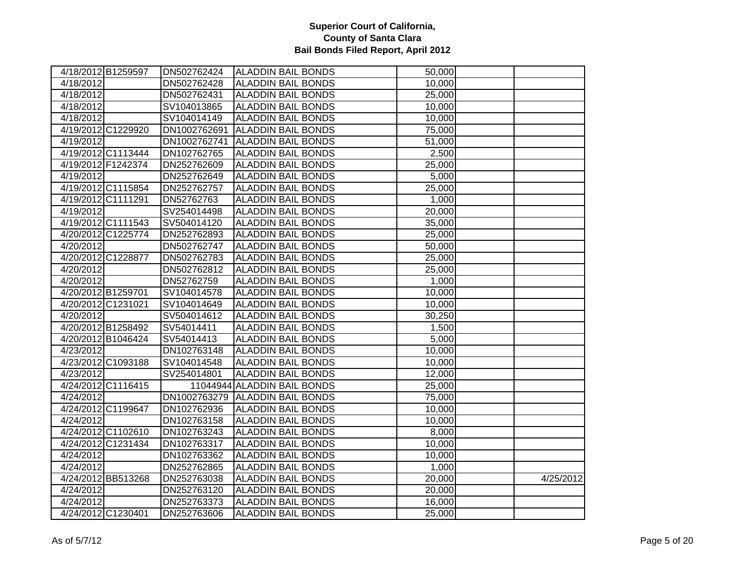**Superior Court of California,**
**County of Santa Clara**
**Bail Bonds Filed Report, April 2012**

| | | | | | | |
|---|---|---|---|---|---|---|
| 4/18/2012 | B1259597 | DN502762424 | ALADDIN BAIL BONDS | 50,000 | | |
| 4/18/2012 | | DN502762428 | ALADDIN BAIL BONDS | 10,000 | | |
| 4/18/2012 | | DN502762431 | ALADDIN BAIL BONDS | 25,000 | | |
| 4/18/2012 | | SV104013865 | ALADDIN BAIL BONDS | 10,000 | | |
| 4/18/2012 | | SV104014149 | ALADDIN BAIL BONDS | 10,000 | | |
| 4/19/2012 | C1229920 | DN1002762691 | ALADDIN BAIL BONDS | 75,000 | | |
| 4/19/2012 | | DN1002762741 | ALADDIN BAIL BONDS | 51,000 | | |
| 4/19/2012 | C1113444 | DN102762765 | ALADDIN BAIL BONDS | 2,500 | | |
| 4/19/2012 | F1242374 | DN252762609 | ALADDIN BAIL BONDS | 25,000 | | |
| 4/19/2012 | | DN252762649 | ALADDIN BAIL BONDS | 5,000 | | |
| 4/19/2012 | C1115854 | DN252762757 | ALADDIN BAIL BONDS | 25,000 | | |
| 4/19/2012 | C1111291 | DN52762763 | ALADDIN BAIL BONDS | 1,000 | | |
| 4/19/2012 | | SV254014498 | ALADDIN BAIL BONDS | 20,000 | | |
| 4/19/2012 | C1111543 | SV504014120 | ALADDIN BAIL BONDS | 35,000 | | |
| 4/20/2012 | C1225774 | DN252762893 | ALADDIN BAIL BONDS | 25,000 | | |
| 4/20/2012 | | DN502762747 | ALADDIN BAIL BONDS | 50,000 | | |
| 4/20/2012 | C1228877 | DN502762783 | ALADDIN BAIL BONDS | 25,000 | | |
| 4/20/2012 | | DN502762812 | ALADDIN BAIL BONDS | 25,000 | | |
| 4/20/2012 | | DN52762759 | ALADDIN BAIL BONDS | 1,000 | | |
| 4/20/2012 | B1259701 | SV104014578 | ALADDIN BAIL BONDS | 10,000 | | |
| 4/20/2012 | C1231021 | SV104014649 | ALADDIN BAIL BONDS | 10,000 | | |
| 4/20/2012 | | SV504014612 | ALADDIN BAIL BONDS | 30,250 | | |
| 4/20/2012 | B1258492 | SV54014411 | ALADDIN BAIL BONDS | 1,500 | | |
| 4/20/2012 | B1046424 | SV54014413 | ALADDIN BAIL BONDS | 5,000 | | |
| 4/23/2012 | | DN102763148 | ALADDIN BAIL BONDS | 10,000 | | |
| 4/23/2012 | C1093188 | SV104014548 | ALADDIN BAIL BONDS | 10,000 | | |
| 4/23/2012 | | SV254014801 | ALADDIN BAIL BONDS | 12,000 | | |
| 4/24/2012 | C1116415 | 11044944 | ALADDIN BAIL BONDS | 25,000 | | |
| 4/24/2012 | | DN1002763279 | ALADDIN BAIL BONDS | 75,000 | | |
| 4/24/2012 | C1199647 | DN102762936 | ALADDIN BAIL BONDS | 10,000 | | |
| 4/24/2012 | | DN102763158 | ALADDIN BAIL BONDS | 10,000 | | |
| 4/24/2012 | C1102610 | DN102763243 | ALADDIN BAIL BONDS | 8,000 | | |
| 4/24/2012 | C1231434 | DN102763317 | ALADDIN BAIL BONDS | 10,000 | | |
| 4/24/2012 | | DN102763362 | ALADDIN BAIL BONDS | 10,000 | | |
| 4/24/2012 | | DN252762865 | ALADDIN BAIL BONDS | 1,000 | | |
| 4/24/2012 | BB513268 | DN252763038 | ALADDIN BAIL BONDS | 20,000 | | 4/25/2012 |
| 4/24/2012 | | DN252763120 | ALADDIN BAIL BONDS | 20,000 | | |
| 4/24/2012 | | DN252763373 | ALADDIN BAIL BONDS | 16,000 | | |
| 4/24/2012 | C1230401 | DN252763606 | ALADDIN BAIL BONDS | 25,000 | | |

As of 5/7/12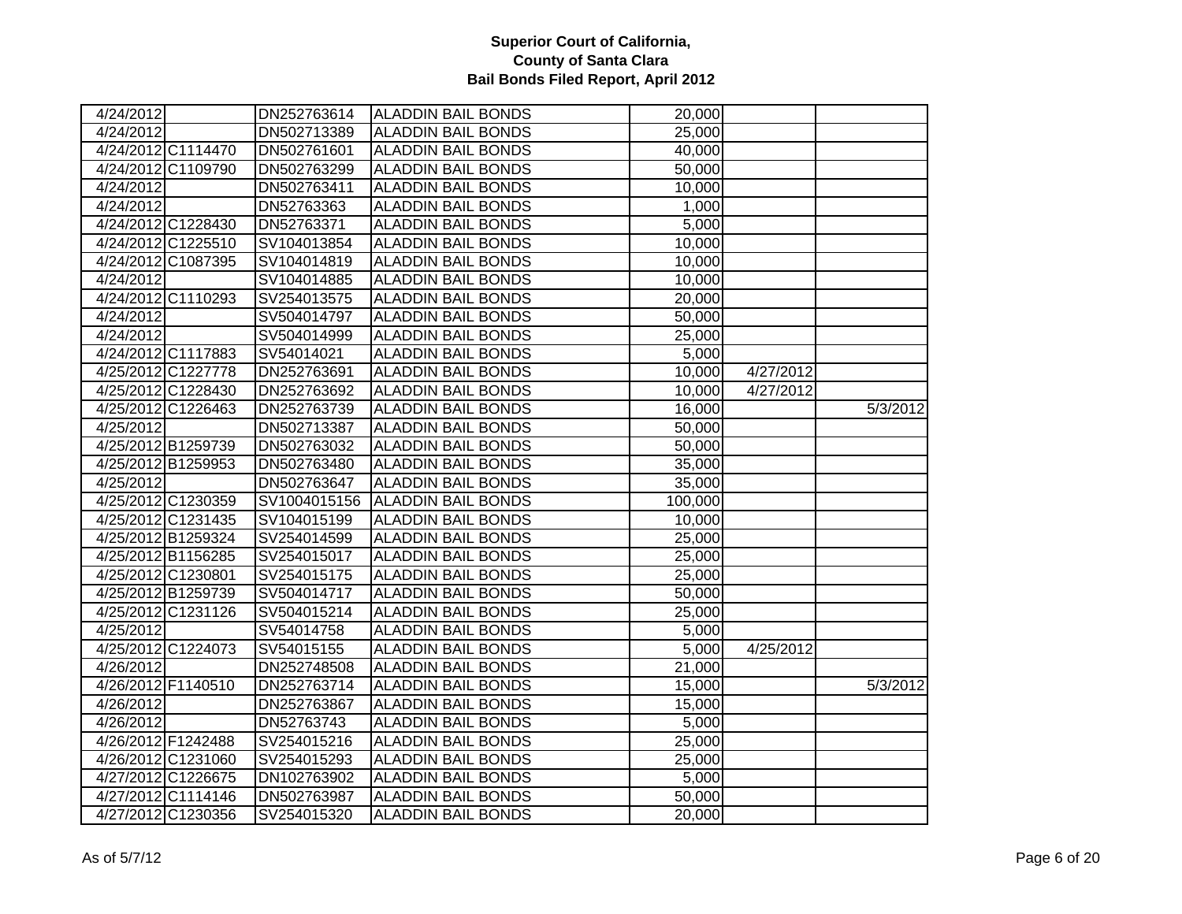## Superior Court of California, County of Santa Clara
## Bail Bonds Filed Report, April 2012

| | | | | | | |
|---|---|---|---|---|---|---|
| 4/24/2012 | | DN252763614 | ALADDIN BAIL BONDS | 20,000 | | |
| 4/24/2012 | | DN502713389 | ALADDIN BAIL BONDS | 25,000 | | |
| 4/24/2012 | C1114470 | DN502761601 | ALADDIN BAIL BONDS | 40,000 | | |
| 4/24/2012 | C1109790 | DN502763299 | ALADDIN BAIL BONDS | 50,000 | | |
| 4/24/2012 | | DN502763411 | ALADDIN BAIL BONDS | 10,000 | | |
| 4/24/2012 | | DN52763363 | ALADDIN BAIL BONDS | 1,000 | | |
| 4/24/2012 | C1228430 | DN52763371 | ALADDIN BAIL BONDS | 5,000 | | |
| 4/24/2012 | C1225510 | SV104013854 | ALADDIN BAIL BONDS | 10,000 | | |
| 4/24/2012 | C1087395 | SV104014819 | ALADDIN BAIL BONDS | 10,000 | | |
| 4/24/2012 | | SV104014885 | ALADDIN BAIL BONDS | 10,000 | | |
| 4/24/2012 | C1110293 | SV254013575 | ALADDIN BAIL BONDS | 20,000 | | |
| 4/24/2012 | | SV504014797 | ALADDIN BAIL BONDS | 50,000 | | |
| 4/24/2012 | | SV504014999 | ALADDIN BAIL BONDS | 25,000 | | |
| 4/24/2012 | C1117883 | SV54014021 | ALADDIN BAIL BONDS | 5,000 | | |
| 4/25/2012 | C1227778 | DN252763691 | ALADDIN BAIL BONDS | 10,000 | 4/27/2012 | |
| 4/25/2012 | C1228430 | DN252763692 | ALADDIN BAIL BONDS | 10,000 | 4/27/2012 | |
| 4/25/2012 | C1226463 | DN252763739 | ALADDIN BAIL BONDS | 16,000 | | 5/3/2012 |
| 4/25/2012 | | DN502713387 | ALADDIN BAIL BONDS | 50,000 | | |
| 4/25/2012 | B1259739 | DN502763032 | ALADDIN BAIL BONDS | 50,000 | | |
| 4/25/2012 | B1259953 | DN502763480 | ALADDIN BAIL BONDS | 35,000 | | |
| 4/25/2012 | | DN502763647 | ALADDIN BAIL BONDS | 35,000 | | |
| 4/25/2012 | C1230359 | SV1004015156 | ALADDIN BAIL BONDS | 100,000 | | |
| 4/25/2012 | C1231435 | SV104015199 | ALADDIN BAIL BONDS | 10,000 | | |
| 4/25/2012 | B1259324 | SV254014599 | ALADDIN BAIL BONDS | 25,000 | | |
| 4/25/2012 | B1156285 | SV254015017 | ALADDIN BAIL BONDS | 25,000 | | |
| 4/25/2012 | C1230801 | SV254015175 | ALADDIN BAIL BONDS | 25,000 | | |
| 4/25/2012 | B1259739 | SV504014717 | ALADDIN BAIL BONDS | 50,000 | | |
| 4/25/2012 | C1231126 | SV504015214 | ALADDIN BAIL BONDS | 25,000 | | |
| 4/25/2012 | | SV54014758 | ALADDIN BAIL BONDS | 5,000 | | |
| 4/25/2012 | C1224073 | SV54015155 | ALADDIN BAIL BONDS | 5,000 | 4/25/2012 | |
| 4/26/2012 | | DN252748508 | ALADDIN BAIL BONDS | 21,000 | | |
| 4/26/2012 | F1140510 | DN252763714 | ALADDIN BAIL BONDS | 15,000 | | 5/3/2012 |
| 4/26/2012 | | DN252763867 | ALADDIN BAIL BONDS | 15,000 | | |
| 4/26/2012 | | DN52763743 | ALADDIN BAIL BONDS | 5,000 | | |
| 4/26/2012 | F1242488 | SV254015216 | ALADDIN BAIL BONDS | 25,000 | | |
| 4/26/2012 | C1231060 | SV254015293 | ALADDIN BAIL BONDS | 25,000 | | |
| 4/27/2012 | C1226675 | DN102763902 | ALADDIN BAIL BONDS | 5,000 | | |
| 4/27/2012 | C1114146 | DN502763987 | ALADDIN BAIL BONDS | 50,000 | | |
| 4/27/2012 | C1230356 | SV254015320 | ALADDIN BAIL BONDS | 20,000 | | |

As of 5/7/12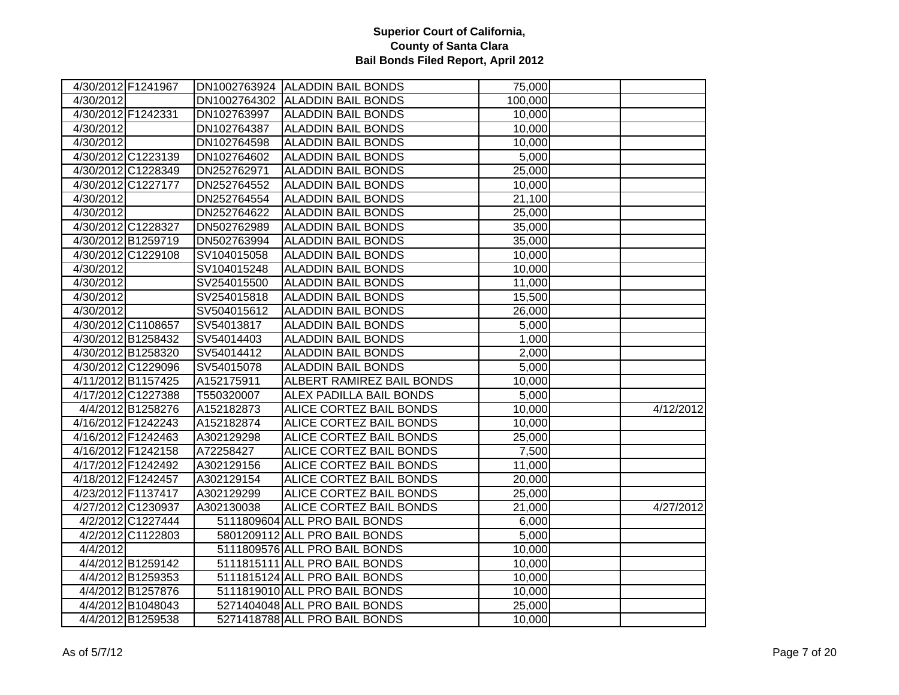# Superior Court of California,
# County of Santa Clara
# Bail Bonds Filed Report, April 2012

| | | | | | | |
|---|---|---|---|---|---|---|
| 4/30/2012 | F1241967 | DN1002763924 | ALADDIN BAIL BONDS | 75,000 | | |
| 4/30/2012 | | DN1002764302 | ALADDIN BAIL BONDS | 100,000 | | |
| 4/30/2012 | F1242331 | DN102763997 | ALADDIN BAIL BONDS | 10,000 | | |
| 4/30/2012 | | DN102764387 | ALADDIN BAIL BONDS | 10,000 | | |
| 4/30/2012 | | DN102764598 | ALADDIN BAIL BONDS | 10,000 | | |
| 4/30/2012 | C1223139 | DN102764602 | ALADDIN BAIL BONDS | 5,000 | | |
| 4/30/2012 | C1228349 | DN252762971 | ALADDIN BAIL BONDS | 25,000 | | |
| 4/30/2012 | C1227177 | DN252764552 | ALADDIN BAIL BONDS | 10,000 | | |
| 4/30/2012 | | DN252764554 | ALADDIN BAIL BONDS | 21,100 | | |
| 4/30/2012 | | DN252764622 | ALADDIN BAIL BONDS | 25,000 | | |
| 4/30/2012 | C1228327 | DN502762989 | ALADDIN BAIL BONDS | 35,000 | | |
| 4/30/2012 | B1259719 | DN502763994 | ALADDIN BAIL BONDS | 35,000 | | |
| 4/30/2012 | C1229108 | SV104015058 | ALADDIN BAIL BONDS | 10,000 | | |
| 4/30/2012 | | SV104015248 | ALADDIN BAIL BONDS | 10,000 | | |
| 4/30/2012 | | SV254015500 | ALADDIN BAIL BONDS | 11,000 | | |
| 4/30/2012 | | SV254015818 | ALADDIN BAIL BONDS | 15,500 | | |
| 4/30/2012 | | SV504015612 | ALADDIN BAIL BONDS | 26,000 | | |
| 4/30/2012 | C1108657 | SV54013817 | ALADDIN BAIL BONDS | 5,000 | | |
| 4/30/2012 | B1258432 | SV54014403 | ALADDIN BAIL BONDS | 1,000 | | |
| 4/30/2012 | B1258320 | SV54014412 | ALADDIN BAIL BONDS | 2,000 | | |
| 4/30/2012 | C1229096 | SV54015078 | ALADDIN BAIL BONDS | 5,000 | | |
| 4/11/2012 | B1157425 | A152175911 | ALBERT RAMIREZ BAIL BONDS | 10,000 | | |
| 4/17/2012 | C1227388 | T550320007 | ALEX PADILLA BAIL BONDS | 5,000 | | |
| 4/4/2012 | B1258276 | A152182873 | ALICE CORTEZ BAIL BONDS | 10,000 | | 4/12/2012 |
| 4/16/2012 | F1242243 | A152182874 | ALICE CORTEZ BAIL BONDS | 10,000 | | |
| 4/16/2012 | F1242463 | A302129298 | ALICE CORTEZ BAIL BONDS | 25,000 | | |
| 4/16/2012 | F1242158 | A72258427 | ALICE CORTEZ BAIL BONDS | 7,500 | | |
| 4/17/2012 | F1242492 | A302129156 | ALICE CORTEZ BAIL BONDS | 11,000 | | |
| 4/18/2012 | F1242457 | A302129154 | ALICE CORTEZ BAIL BONDS | 20,000 | | |
| 4/23/2012 | F1137417 | A302129299 | ALICE CORTEZ BAIL BONDS | 25,000 | | |
| 4/27/2012 | C1230937 | A302130038 | ALICE CORTEZ BAIL BONDS | 21,000 | | 4/27/2012 |
| 4/2/2012 | C1227444 | 5111809604 | ALL PRO BAIL BONDS | 6,000 | | |
| 4/2/2012 | C1122803 | 5801209112 | ALL PRO BAIL BONDS | 5,000 | | |
| 4/4/2012 | | 5111809576 | ALL PRO BAIL BONDS | 10,000 | | |
| 4/4/2012 | B1259142 | 5111815111 | ALL PRO BAIL BONDS | 10,000 | | |
| 4/4/2012 | B1259353 | 5111815124 | ALL PRO BAIL BONDS | 10,000 | | |
| 4/4/2012 | B1257876 | 5111819010 | ALL PRO BAIL BONDS | 10,000 | | |
| 4/4/2012 | B1048043 | 5271404048 | ALL PRO BAIL BONDS | 25,000 | | |
| 4/4/2012 | B1259538 | 5271418788 | ALL PRO BAIL BONDS | 10,000 | | |

As of 5/7/12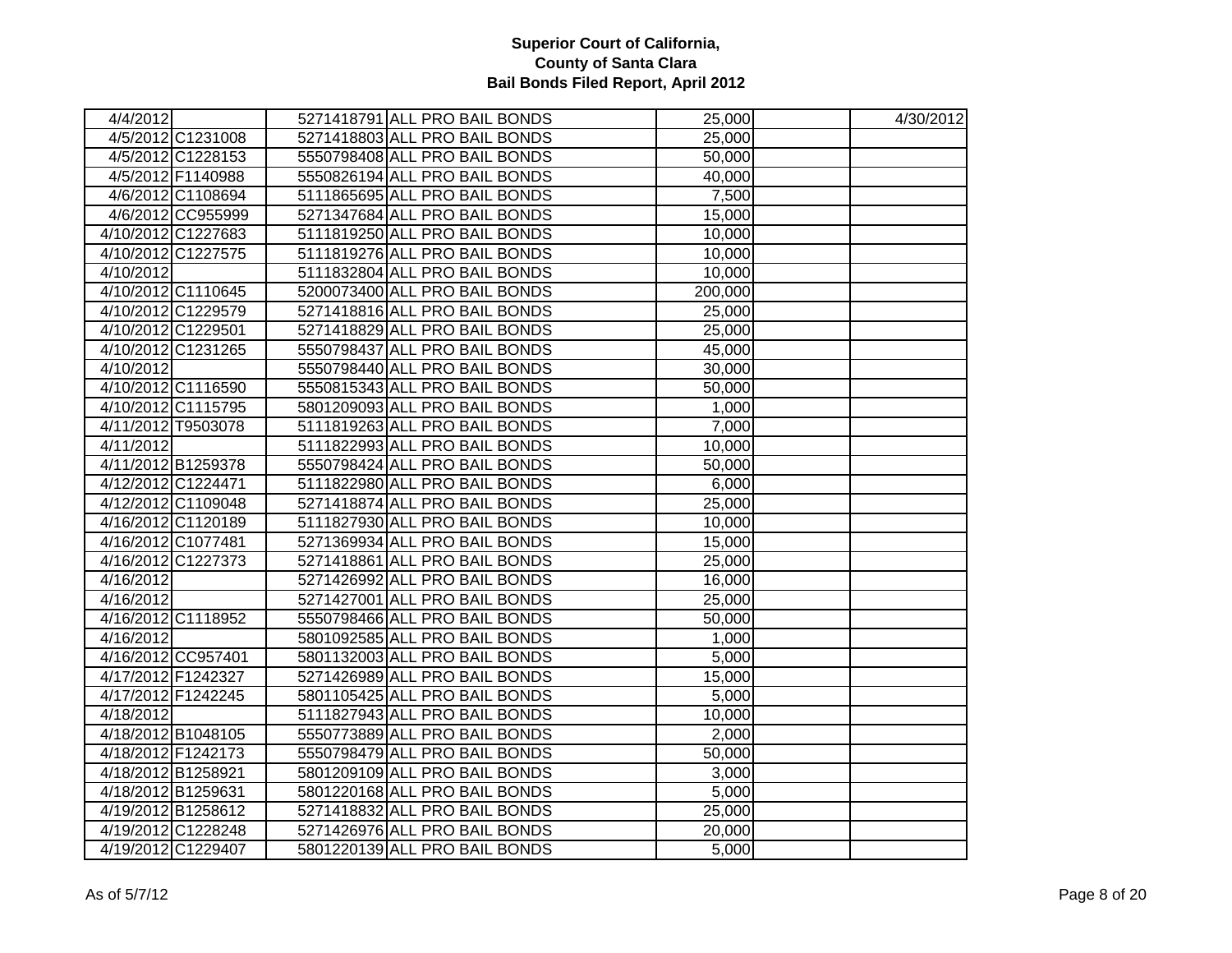# Superior Court of California, County of Santa Clara
## Bail Bonds Filed Report, April 2012

| | | | | | | |
|---|---|---|---|---|---|---|
| 4/4/2012 | | 5271418791 | ALL PRO BAIL BONDS | 25,000 | | 4/30/2012 |
| 4/5/2012 | C1231008 | 5271418803 | ALL PRO BAIL BONDS | 25,000 | | |
| 4/5/2012 | C1228153 | 5550798408 | ALL PRO BAIL BONDS | 50,000 | | |
| 4/5/2012 | F1140988 | 5550826194 | ALL PRO BAIL BONDS | 40,000 | | |
| 4/6/2012 | C1108694 | 5111865695 | ALL PRO BAIL BONDS | 7,500 | | |
| 4/6/2012 | CC955999 | 5271347684 | ALL PRO BAIL BONDS | 15,000 | | |
| 4/10/2012 | C1227683 | 5111819250 | ALL PRO BAIL BONDS | 10,000 | | |
| 4/10/2012 | C1227575 | 5111819276 | ALL PRO BAIL BONDS | 10,000 | | |
| 4/10/2012 | | 5111832804 | ALL PRO BAIL BONDS | 10,000 | | |
| 4/10/2012 | C1110645 | 5200073400 | ALL PRO BAIL BONDS | 200,000 | | |
| 4/10/2012 | C1229579 | 5271418816 | ALL PRO BAIL BONDS | 25,000 | | |
| 4/10/2012 | C1229501 | 5271418829 | ALL PRO BAIL BONDS | 25,000 | | |
| 4/10/2012 | C1231265 | 5550798437 | ALL PRO BAIL BONDS | 45,000 | | |
| 4/10/2012 | | 5550798440 | ALL PRO BAIL BONDS | 30,000 | | |
| 4/10/2012 | C1116590 | 5550815343 | ALL PRO BAIL BONDS | 50,000 | | |
| 4/10/2012 | C1115795 | 5801209093 | ALL PRO BAIL BONDS | 1,000 | | |
| 4/11/2012 | T9503078 | 5111819263 | ALL PRO BAIL BONDS | 7,000 | | |
| 4/11/2012 | | 5111822993 | ALL PRO BAIL BONDS | 10,000 | | |
| 4/11/2012 | B1259378 | 5550798424 | ALL PRO BAIL BONDS | 50,000 | | |
| 4/12/2012 | C1224471 | 5111822980 | ALL PRO BAIL BONDS | 6,000 | | |
| 4/12/2012 | C1109048 | 5271418874 | ALL PRO BAIL BONDS | 25,000 | | |
| 4/16/2012 | C1120189 | 5111827930 | ALL PRO BAIL BONDS | 10,000 | | |
| 4/16/2012 | C1077481 | 5271369934 | ALL PRO BAIL BONDS | 15,000 | | |
| 4/16/2012 | C1227373 | 5271418861 | ALL PRO BAIL BONDS | 25,000 | | |
| 4/16/2012 | | 5271426992 | ALL PRO BAIL BONDS | 16,000 | | |
| 4/16/2012 | | 5271427001 | ALL PRO BAIL BONDS | 25,000 | | |
| 4/16/2012 | C1118952 | 5550798466 | ALL PRO BAIL BONDS | 50,000 | | |
| 4/16/2012 | | 5801092585 | ALL PRO BAIL BONDS | 1,000 | | |
| 4/16/2012 | CC957401 | 5801132003 | ALL PRO BAIL BONDS | 5,000 | | |
| 4/17/2012 | F1242327 | 5271426989 | ALL PRO BAIL BONDS | 15,000 | | |
| 4/17/2012 | F1242245 | 5801105425 | ALL PRO BAIL BONDS | 5,000 | | |
| 4/18/2012 | | 5111827943 | ALL PRO BAIL BONDS | 10,000 | | |
| 4/18/2012 | B1048105 | 5550773889 | ALL PRO BAIL BONDS | 2,000 | | |
| 4/18/2012 | F1242173 | 5550798479 | ALL PRO BAIL BONDS | 50,000 | | |
| 4/18/2012 | B1258921 | 5801209109 | ALL PRO BAIL BONDS | 3,000 | | |
| 4/18/2012 | B1259631 | 5801220168 | ALL PRO BAIL BONDS | 5,000 | | |
| 4/19/2012 | B1258612 | 5271418832 | ALL PRO BAIL BONDS | 25,000 | | |
| 4/19/2012 | C1228248 | 5271426976 | ALL PRO BAIL BONDS | 20,000 | | |
| 4/19/2012 | C1229407 | 5801220139 | ALL PRO BAIL BONDS | 5,000 | | |

As of 5/7/12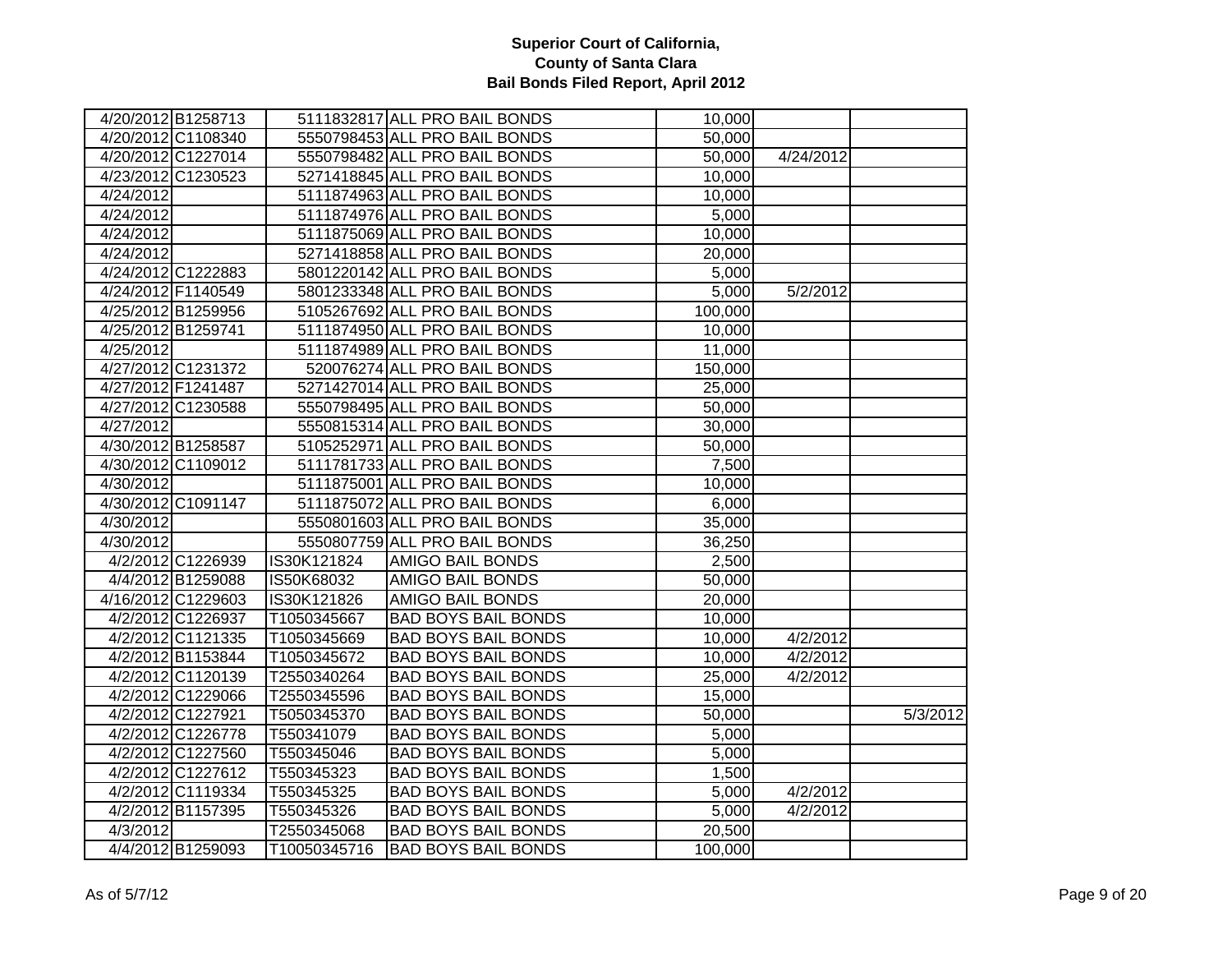# Superior Court of California, County of Santa Clara
## Bail Bonds Filed Report, April 2012

| | | | | | | |
|---|---|---|---|---|---|---|
| 4/20/2012 | B1258713 | 5111832817 | ALL PRO BAIL BONDS | 10,000 | | |
| 4/20/2012 | C1108340 | 5550798453 | ALL PRO BAIL BONDS | 50,000 | | |
| 4/20/2012 | C1227014 | 5550798482 | ALL PRO BAIL BONDS | 50,000 | 4/24/2012 | |
| 4/23/2012 | C1230523 | 5271418845 | ALL PRO BAIL BONDS | 10,000 | | |
| 4/24/2012 | | 5111874963 | ALL PRO BAIL BONDS | 10,000 | | |
| 4/24/2012 | | 5111874976 | ALL PRO BAIL BONDS | 5,000 | | |
| 4/24/2012 | | 5111875069 | ALL PRO BAIL BONDS | 10,000 | | |
| 4/24/2012 | | 5271418858 | ALL PRO BAIL BONDS | 20,000 | | |
| 4/24/2012 | C1222883 | 5801220142 | ALL PRO BAIL BONDS | 5,000 | | |
| 4/24/2012 | F1140549 | 5801233348 | ALL PRO BAIL BONDS | 5,000 | 5/2/2012 | |
| 4/25/2012 | B1259956 | 5105267692 | ALL PRO BAIL BONDS | 100,000 | | |
| 4/25/2012 | B1259741 | 5111874950 | ALL PRO BAIL BONDS | 10,000 | | |
| 4/25/2012 | | 5111874989 | ALL PRO BAIL BONDS | 11,000 | | |
| 4/27/2012 | C1231372 | 520076274 | ALL PRO BAIL BONDS | 150,000 | | |
| 4/27/2012 | F1241487 | 5271427014 | ALL PRO BAIL BONDS | 25,000 | | |
| 4/27/2012 | C1230588 | 5550798495 | ALL PRO BAIL BONDS | 50,000 | | |
| 4/27/2012 | | 5550815314 | ALL PRO BAIL BONDS | 30,000 | | |
| 4/30/2012 | B1258587 | 5105252971 | ALL PRO BAIL BONDS | 50,000 | | |
| 4/30/2012 | C1109012 | 5111781733 | ALL PRO BAIL BONDS | 7,500 | | |
| 4/30/2012 | | 5111875001 | ALL PRO BAIL BONDS | 10,000 | | |
| 4/30/2012 | C1091147 | 5111875072 | ALL PRO BAIL BONDS | 6,000 | | |
| 4/30/2012 | | 5550801603 | ALL PRO BAIL BONDS | 35,000 | | |
| 4/30/2012 | | 5550807759 | ALL PRO BAIL BONDS | 36,250 | | |
| 4/2/2012 | C1226939 | IS30K121824 | AMIGO BAIL BONDS | 2,500 | | |
| 4/4/2012 | B1259088 | IS50K68032 | AMIGO BAIL BONDS | 50,000 | | |
| 4/16/2012 | C1229603 | IS30K121826 | AMIGO BAIL BONDS | 20,000 | | |
| 4/2/2012 | C1226937 | T1050345667 | BAD BOYS BAIL BONDS | 10,000 | | |
| 4/2/2012 | C1121335 | T1050345669 | BAD BOYS BAIL BONDS | 10,000 | 4/2/2012 | |
| 4/2/2012 | B1153844 | T1050345672 | BAD BOYS BAIL BONDS | 10,000 | 4/2/2012 | |
| 4/2/2012 | C1120139 | T2550340264 | BAD BOYS BAIL BONDS | 25,000 | 4/2/2012 | |
| 4/2/2012 | C1229066 | T2550345596 | BAD BOYS BAIL BONDS | 15,000 | | |
| 4/2/2012 | C1227921 | T5050345370 | BAD BOYS BAIL BONDS | 50,000 | | 5/3/2012 |
| 4/2/2012 | C1226778 | T550341079 | BAD BOYS BAIL BONDS | 5,000 | | |
| 4/2/2012 | C1227560 | T550345046 | BAD BOYS BAIL BONDS | 5,000 | | |
| 4/2/2012 | C1227612 | T550345323 | BAD BOYS BAIL BONDS | 1,500 | | |
| 4/2/2012 | C1119334 | T550345325 | BAD BOYS BAIL BONDS | 5,000 | 4/2/2012 | |
| 4/2/2012 | B1157395 | T550345326 | BAD BOYS BAIL BONDS | 5,000 | 4/2/2012 | |
| 4/3/2012 | | T2550345068 | BAD BOYS BAIL BONDS | 20,500 | | |
| 4/4/2012 | B1259093 | T10050345716 | BAD BOYS BAIL BONDS | 100,000 | | |

As of 5/7/12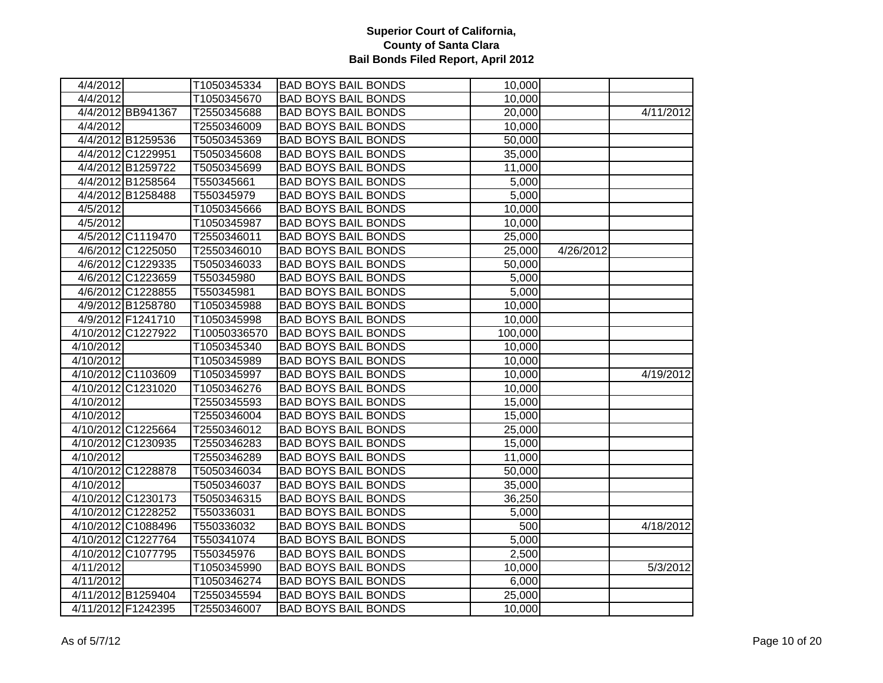**Superior Court of California, County of Santa Clara Bail Bonds Filed Report, April 2012**

| | | | | | | |
|---|---|---|---|---|---|---|
| 4/4/2012 | | T1050345334 | BAD BOYS BAIL BONDS | 10,000 | | |
| 4/4/2012 | | T1050345670 | BAD BOYS BAIL BONDS | 10,000 | | |
| 4/4/2012 | BB941367 | T2550345688 | BAD BOYS BAIL BONDS | 20,000 | | 4/11/2012 |
| 4/4/2012 | | T2550346009 | BAD BOYS BAIL BONDS | 10,000 | | |
| 4/4/2012 | B1259536 | T5050345369 | BAD BOYS BAIL BONDS | 50,000 | | |
| 4/4/2012 | C1229951 | T5050345608 | BAD BOYS BAIL BONDS | 35,000 | | |
| 4/4/2012 | B1259722 | T5050345699 | BAD BOYS BAIL BONDS | 11,000 | | |
| 4/4/2012 | B1258564 | T550345661 | BAD BOYS BAIL BONDS | 5,000 | | |
| 4/4/2012 | B1258488 | T550345979 | BAD BOYS BAIL BONDS | 5,000 | | |
| 4/5/2012 | | T1050345666 | BAD BOYS BAIL BONDS | 10,000 | | |
| 4/5/2012 | | T1050345987 | BAD BOYS BAIL BONDS | 10,000 | | |
| 4/5/2012 | C1119470 | T2550346011 | BAD BOYS BAIL BONDS | 25,000 | | |
| 4/6/2012 | C1225050 | T2550346010 | BAD BOYS BAIL BONDS | 25,000 | 4/26/2012 | |
| 4/6/2012 | C1229335 | T5050346033 | BAD BOYS BAIL BONDS | 50,000 | | |
| 4/6/2012 | C1223659 | T550345980 | BAD BOYS BAIL BONDS | 5,000 | | |
| 4/6/2012 | C1228855 | T550345981 | BAD BOYS BAIL BONDS | 5,000 | | |
| 4/9/2012 | B1258780 | T1050345988 | BAD BOYS BAIL BONDS | 10,000 | | |
| 4/9/2012 | F1241710 | T1050345998 | BAD BOYS BAIL BONDS | 10,000 | | |
| 4/10/2012 | C1227922 | T10050336570 | BAD BOYS BAIL BONDS | 100,000 | | |
| 4/10/2012 | | T1050345340 | BAD BOYS BAIL BONDS | 10,000 | | |
| 4/10/2012 | | T1050345989 | BAD BOYS BAIL BONDS | 10,000 | | |
| 4/10/2012 | C1103609 | T1050345997 | BAD BOYS BAIL BONDS | 10,000 | | 4/19/2012 |
| 4/10/2012 | C1231020 | T1050346276 | BAD BOYS BAIL BONDS | 10,000 | | |
| 4/10/2012 | | T2550345593 | BAD BOYS BAIL BONDS | 15,000 | | |
| 4/10/2012 | | T2550346004 | BAD BOYS BAIL BONDS | 15,000 | | |
| 4/10/2012 | C1225664 | T2550346012 | BAD BOYS BAIL BONDS | 25,000 | | |
| 4/10/2012 | C1230935 | T2550346283 | BAD BOYS BAIL BONDS | 15,000 | | |
| 4/10/2012 | | T2550346289 | BAD BOYS BAIL BONDS | 11,000 | | |
| 4/10/2012 | C1228878 | T5050346034 | BAD BOYS BAIL BONDS | 50,000 | | |
| 4/10/2012 | | T5050346037 | BAD BOYS BAIL BONDS | 35,000 | | |
| 4/10/2012 | C1230173 | T5050346315 | BAD BOYS BAIL BONDS | 36,250 | | |
| 4/10/2012 | C1228252 | T550336031 | BAD BOYS BAIL BONDS | 5,000 | | |
| 4/10/2012 | C1088496 | T550336032 | BAD BOYS BAIL BONDS | 500 | | 4/18/2012 |
| 4/10/2012 | C1227764 | T550341074 | BAD BOYS BAIL BONDS | 5,000 | | |
| 4/10/2012 | C1077795 | T550345976 | BAD BOYS BAIL BONDS | 2,500 | | |
| 4/11/2012 | | T1050345990 | BAD BOYS BAIL BONDS | 10,000 | | 5/3/2012 |
| 4/11/2012 | | T1050346274 | BAD BOYS BAIL BONDS | 6,000 | | |
| 4/11/2012 | B1259404 | T2550345594 | BAD BOYS BAIL BONDS | 25,000 | | |
| 4/11/2012 | F1242395 | T2550346007 | BAD BOYS BAIL BONDS | 10,000 | | |

As of 5/7/12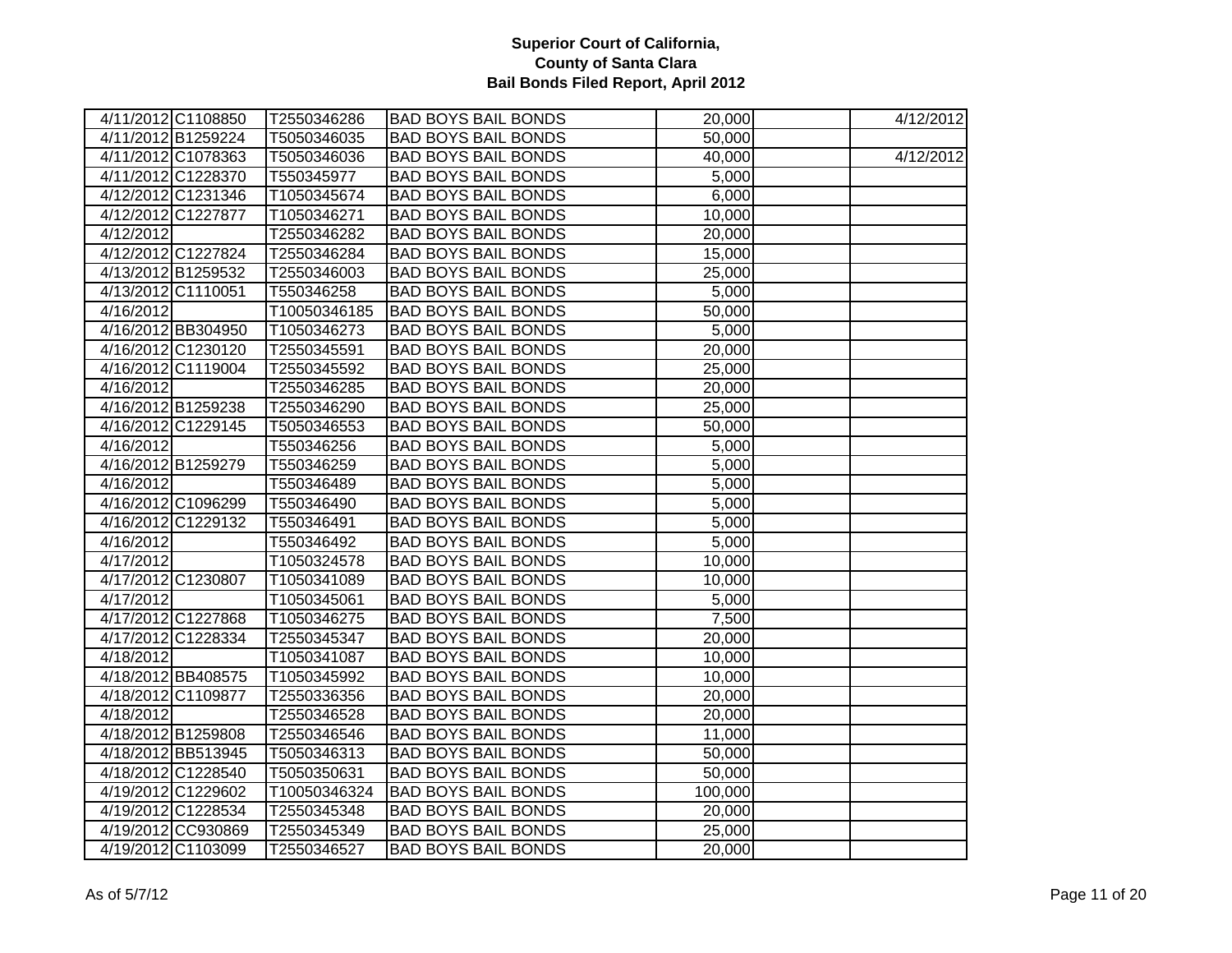**Superior Court of California,**
**County of Santa Clara**
**Bail Bonds Filed Report, April 2012**

| | | | | | | |
|---|---|---|---|---|---|---|
| 4/11/2012 | C1108850 | T2550346286 | BAD BOYS BAIL BONDS | 20,000 | | 4/12/2012 |
| 4/11/2012 | B1259224 | T5050346035 | BAD BOYS BAIL BONDS | 50,000 | | |
| 4/11/2012 | C1078363 | T5050346036 | BAD BOYS BAIL BONDS | 40,000 | | 4/12/2012 |
| 4/11/2012 | C1228370 | T550345977 | BAD BOYS BAIL BONDS | 5,000 | | |
| 4/12/2012 | C1231346 | T1050345674 | BAD BOYS BAIL BONDS | 6,000 | | |
| 4/12/2012 | C1227877 | T1050346271 | BAD BOYS BAIL BONDS | 10,000 | | |
| 4/12/2012 | | T2550346282 | BAD BOYS BAIL BONDS | 20,000 | | |
| 4/12/2012 | C1227824 | T2550346284 | BAD BOYS BAIL BONDS | 15,000 | | |
| 4/13/2012 | B1259532 | T2550346003 | BAD BOYS BAIL BONDS | 25,000 | | |
| 4/13/2012 | C1110051 | T550346258 | BAD BOYS BAIL BONDS | 5,000 | | |
| 4/16/2012 | | T10050346185 | BAD BOYS BAIL BONDS | 50,000 | | |
| 4/16/2012 | BB304950 | T1050346273 | BAD BOYS BAIL BONDS | 5,000 | | |
| 4/16/2012 | C1230120 | T2550345591 | BAD BOYS BAIL BONDS | 20,000 | | |
| 4/16/2012 | C1119004 | T2550345592 | BAD BOYS BAIL BONDS | 25,000 | | |
| 4/16/2012 | | T2550346285 | BAD BOYS BAIL BONDS | 20,000 | | |
| 4/16/2012 | B1259238 | T2550346290 | BAD BOYS BAIL BONDS | 25,000 | | |
| 4/16/2012 | C1229145 | T5050346553 | BAD BOYS BAIL BONDS | 50,000 | | |
| 4/16/2012 | | T550346256 | BAD BOYS BAIL BONDS | 5,000 | | |
| 4/16/2012 | B1259279 | T550346259 | BAD BOYS BAIL BONDS | 5,000 | | |
| 4/16/2012 | | T550346489 | BAD BOYS BAIL BONDS | 5,000 | | |
| 4/16/2012 | C1096299 | T550346490 | BAD BOYS BAIL BONDS | 5,000 | | |
| 4/16/2012 | C1229132 | T550346491 | BAD BOYS BAIL BONDS | 5,000 | | |
| 4/16/2012 | | T550346492 | BAD BOYS BAIL BONDS | 5,000 | | |
| 4/17/2012 | | T1050324578 | BAD BOYS BAIL BONDS | 10,000 | | |
| 4/17/2012 | C1230807 | T1050341089 | BAD BOYS BAIL BONDS | 10,000 | | |
| 4/17/2012 | | T1050345061 | BAD BOYS BAIL BONDS | 5,000 | | |
| 4/17/2012 | C1227868 | T1050346275 | BAD BOYS BAIL BONDS | 7,500 | | |
| 4/17/2012 | C1228334 | T2550345347 | BAD BOYS BAIL BONDS | 20,000 | | |
| 4/18/2012 | | T1050341087 | BAD BOYS BAIL BONDS | 10,000 | | |
| 4/18/2012 | BB408575 | T1050345992 | BAD BOYS BAIL BONDS | 10,000 | | |
| 4/18/2012 | C1109877 | T2550336356 | BAD BOYS BAIL BONDS | 20,000 | | |
| 4/18/2012 | | T2550346528 | BAD BOYS BAIL BONDS | 20,000 | | |
| 4/18/2012 | B1259808 | T2550346546 | BAD BOYS BAIL BONDS | 11,000 | | |
| 4/18/2012 | BB513945 | T5050346313 | BAD BOYS BAIL BONDS | 50,000 | | |
| 4/18/2012 | C1228540 | T5050350631 | BAD BOYS BAIL BONDS | 50,000 | | |
| 4/19/2012 | C1229602 | T10050346324 | BAD BOYS BAIL BONDS | 100,000 | | |
| 4/19/2012 | C1228534 | T2550345348 | BAD BOYS BAIL BONDS | 20,000 | | |
| 4/19/2012 | CC930869 | T2550345349 | BAD BOYS BAIL BONDS | 25,000 | | |
| 4/19/2012 | C1103099 | T2550346527 | BAD BOYS BAIL BONDS | 20,000 | | |

As of 5/7/12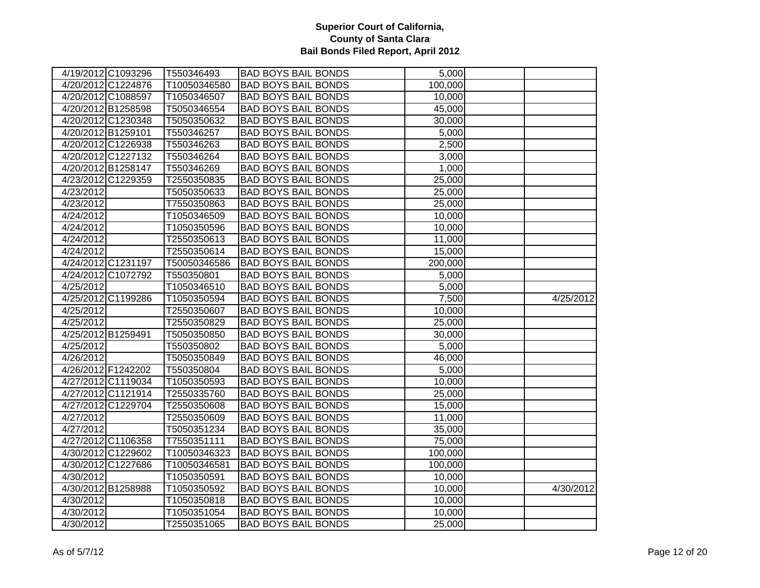# Superior Court of California,
# County of Santa Clara
# Bail Bonds Filed Report, April 2012

| | | | | | | |
|---|---|---|---|---|---|---|
| 4/19/2012 | C1093296 | T550346493 | BAD BOYS BAIL BONDS | 5,000 | | |
| 4/20/2012 | C1224876 | T10050346580 | BAD BOYS BAIL BONDS | 100,000 | | |
| 4/20/2012 | C1088597 | T1050346507 | BAD BOYS BAIL BONDS | 10,000 | | |
| 4/20/2012 | B1258598 | T5050346554 | BAD BOYS BAIL BONDS | 45,000 | | |
| 4/20/2012 | C1230348 | T5050350632 | BAD BOYS BAIL BONDS | 30,000 | | |
| 4/20/2012 | B1259101 | T550346257 | BAD BOYS BAIL BONDS | 5,000 | | |
| 4/20/2012 | C1226938 | T550346263 | BAD BOYS BAIL BONDS | 2,500 | | |
| 4/20/2012 | C1227132 | T550346264 | BAD BOYS BAIL BONDS | 3,000 | | |
| 4/20/2012 | B1258147 | T550346269 | BAD BOYS BAIL BONDS | 1,000 | | |
| 4/23/2012 | C1229359 | T2550350835 | BAD BOYS BAIL BONDS | 25,000 | | |
| 4/23/2012 | | T5050350633 | BAD BOYS BAIL BONDS | 25,000 | | |
| 4/23/2012 | | T7550350863 | BAD BOYS BAIL BONDS | 25,000 | | |
| 4/24/2012 | | T1050346509 | BAD BOYS BAIL BONDS | 10,000 | | |
| 4/24/2012 | | T1050350596 | BAD BOYS BAIL BONDS | 10,000 | | |
| 4/24/2012 | | T2550350613 | BAD BOYS BAIL BONDS | 11,000 | | |
| 4/24/2012 | | T2550350614 | BAD BOYS BAIL BONDS | 15,000 | | |
| 4/24/2012 | C1231197 | T50050346586 | BAD BOYS BAIL BONDS | 200,000 | | |
| 4/24/2012 | C1072792 | T550350801 | BAD BOYS BAIL BONDS | 5,000 | | |
| 4/25/2012 | | T1050346510 | BAD BOYS BAIL BONDS | 5,000 | | |
| 4/25/2012 | C1199286 | T1050350594 | BAD BOYS BAIL BONDS | 7,500 | | 4/25/2012 |
| 4/25/2012 | | T2550350607 | BAD BOYS BAIL BONDS | 10,000 | | |
| 4/25/2012 | | T2550350829 | BAD BOYS BAIL BONDS | 25,000 | | |
| 4/25/2012 | B1259491 | T5050350850 | BAD BOYS BAIL BONDS | 30,000 | | |
| 4/25/2012 | | T550350802 | BAD BOYS BAIL BONDS | 5,000 | | |
| 4/26/2012 | | T5050350849 | BAD BOYS BAIL BONDS | 46,000 | | |
| 4/26/2012 | F1242202 | T550350804 | BAD BOYS BAIL BONDS | 5,000 | | |
| 4/27/2012 | C1119034 | T1050350593 | BAD BOYS BAIL BONDS | 10,000 | | |
| 4/27/2012 | C1121914 | T2550335760 | BAD BOYS BAIL BONDS | 25,000 | | |
| 4/27/2012 | C1229704 | T2550350608 | BAD BOYS BAIL BONDS | 15,000 | | |
| 4/27/2012 | | T2550350609 | BAD BOYS BAIL BONDS | 11,000 | | |
| 4/27/2012 | | T5050351234 | BAD BOYS BAIL BONDS | 35,000 | | |
| 4/27/2012 | C1106358 | T7550351111 | BAD BOYS BAIL BONDS | 75,000 | | |
| 4/30/2012 | C1229602 | T10050346323 | BAD BOYS BAIL BONDS | 100,000 | | |
| 4/30/2012 | C1227686 | T10050346581 | BAD BOYS BAIL BONDS | 100,000 | | |
| 4/30/2012 | | T1050350591 | BAD BOYS BAIL BONDS | 10,000 | | |
| 4/30/2012 | B1258988 | T1050350592 | BAD BOYS BAIL BONDS | 10,000 | | 4/30/2012 |
| 4/30/2012 | | T1050350818 | BAD BOYS BAIL BONDS | 10,000 | | |
| 4/30/2012 | | T1050351054 | BAD BOYS BAIL BONDS | 10,000 | | |
| 4/30/2012 | | T2550351065 | BAD BOYS BAIL BONDS | 25,000 | | |

As of 5/7/12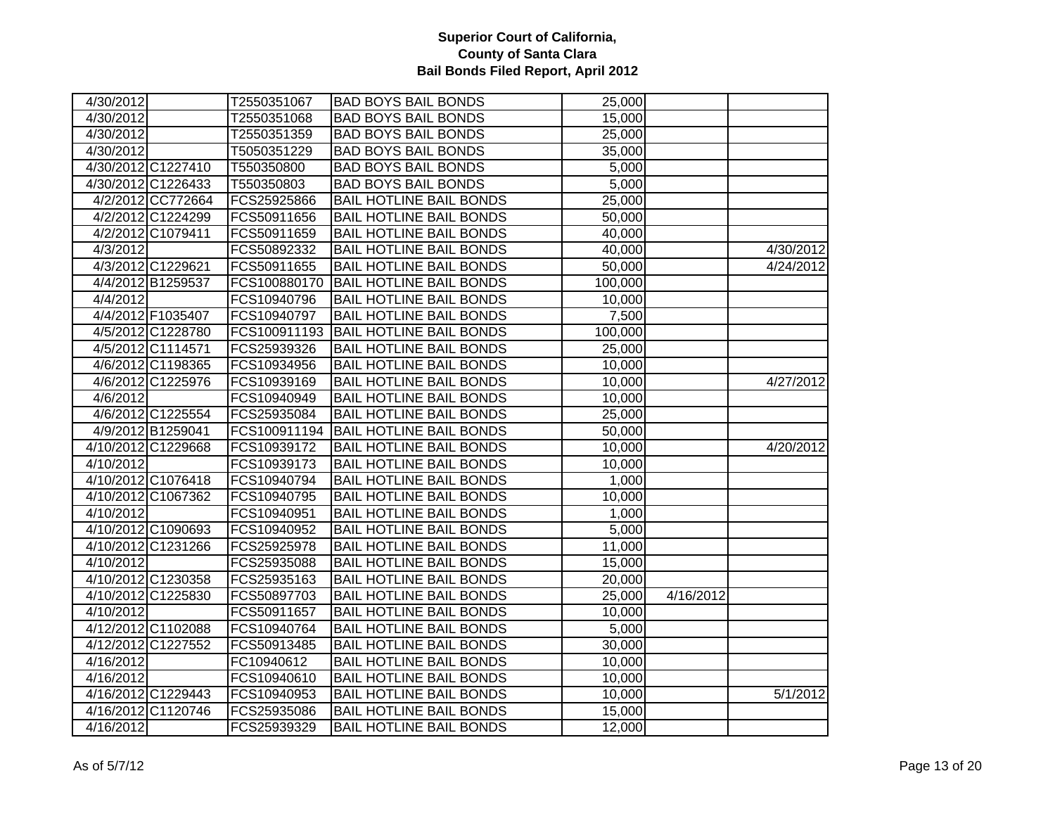# Superior Court of California, County of Santa Clara

## Bail Bonds Filed Report, April 2012

| | | | | | | |
|---|---|---|---|---|---|---|
| 4/30/2012 | | T2550351067 | BAD BOYS BAIL BONDS | 25,000 | | |
| 4/30/2012 | | T2550351068 | BAD BOYS BAIL BONDS | 15,000 | | |
| 4/30/2012 | | T2550351359 | BAD BOYS BAIL BONDS | 25,000 | | |
| 4/30/2012 | | T5050351229 | BAD BOYS BAIL BONDS | 35,000 | | |
| 4/30/2012 | C1227410 | T550350800 | BAD BOYS BAIL BONDS | 5,000 | | |
| 4/30/2012 | C1226433 | T550350803 | BAD BOYS BAIL BONDS | 5,000 | | |
| 4/2/2012 | CC772664 | FCS25925866 | BAIL HOTLINE BAIL BONDS | 25,000 | | |
| 4/2/2012 | C1224299 | FCS50911656 | BAIL HOTLINE BAIL BONDS | 50,000 | | |
| 4/2/2012 | C1079411 | FCS50911659 | BAIL HOTLINE BAIL BONDS | 40,000 | | |
| 4/3/2012 | | FCS50892332 | BAIL HOTLINE BAIL BONDS | 40,000 | | 4/30/2012 |
| 4/3/2012 | C1229621 | FCS50911655 | BAIL HOTLINE BAIL BONDS | 50,000 | | 4/24/2012 |
| 4/4/2012 | B1259537 | FCS100880170 | BAIL HOTLINE BAIL BONDS | 100,000 | | |
| 4/4/2012 | | FCS10940796 | BAIL HOTLINE BAIL BONDS | 10,000 | | |
| 4/4/2012 | F1035407 | FCS10940797 | BAIL HOTLINE BAIL BONDS | 7,500 | | |
| 4/5/2012 | C1228780 | FCS100911193 | BAIL HOTLINE BAIL BONDS | 100,000 | | |
| 4/5/2012 | C1114571 | FCS25939326 | BAIL HOTLINE BAIL BONDS | 25,000 | | |
| 4/6/2012 | C1198365 | FCS10934956 | BAIL HOTLINE BAIL BONDS | 10,000 | | |
| 4/6/2012 | C1225976 | FCS10939169 | BAIL HOTLINE BAIL BONDS | 10,000 | | 4/27/2012 |
| 4/6/2012 | | FCS10940949 | BAIL HOTLINE BAIL BONDS | 10,000 | | |
| 4/6/2012 | C1225554 | FCS25935084 | BAIL HOTLINE BAIL BONDS | 25,000 | | |
| 4/9/2012 | B1259041 | FCS100911194 | BAIL HOTLINE BAIL BONDS | 50,000 | | |
| 4/10/2012 | C1229668 | FCS10939172 | BAIL HOTLINE BAIL BONDS | 10,000 | | 4/20/2012 |
| 4/10/2012 | | FCS10939173 | BAIL HOTLINE BAIL BONDS | 10,000 | | |
| 4/10/2012 | C1076418 | FCS10940794 | BAIL HOTLINE BAIL BONDS | 1,000 | | |
| 4/10/2012 | C1067362 | FCS10940795 | BAIL HOTLINE BAIL BONDS | 10,000 | | |
| 4/10/2012 | | FCS10940951 | BAIL HOTLINE BAIL BONDS | 1,000 | | |
| 4/10/2012 | C1090693 | FCS10940952 | BAIL HOTLINE BAIL BONDS | 5,000 | | |
| 4/10/2012 | C1231266 | FCS25925978 | BAIL HOTLINE BAIL BONDS | 11,000 | | |
| 4/10/2012 | | FCS25935088 | BAIL HOTLINE BAIL BONDS | 15,000 | | |
| 4/10/2012 | C1230358 | FCS25935163 | BAIL HOTLINE BAIL BONDS | 20,000 | | |
| 4/10/2012 | C1225830 | FCS50897703 | BAIL HOTLINE BAIL BONDS | 25,000 | 4/16/2012 | |
| 4/10/2012 | | FCS50911657 | BAIL HOTLINE BAIL BONDS | 10,000 | | |
| 4/12/2012 | C1102088 | FCS10940764 | BAIL HOTLINE BAIL BONDS | 5,000 | | |
| 4/12/2012 | C1227552 | FCS50913485 | BAIL HOTLINE BAIL BONDS | 30,000 | | |
| 4/16/2012 | | FC10940612 | BAIL HOTLINE BAIL BONDS | 10,000 | | |
| 4/16/2012 | | FCS10940610 | BAIL HOTLINE BAIL BONDS | 10,000 | | |
| 4/16/2012 | C1229443 | FCS10940953 | BAIL HOTLINE BAIL BONDS | 10,000 | | 5/1/2012 |
| 4/16/2012 | C1120746 | FCS25935086 | BAIL HOTLINE BAIL BONDS | 15,000 | | |
| 4/16/2012 | | FCS25939329 | BAIL HOTLINE BAIL BONDS | 12,000 | | |

As of 5/7/12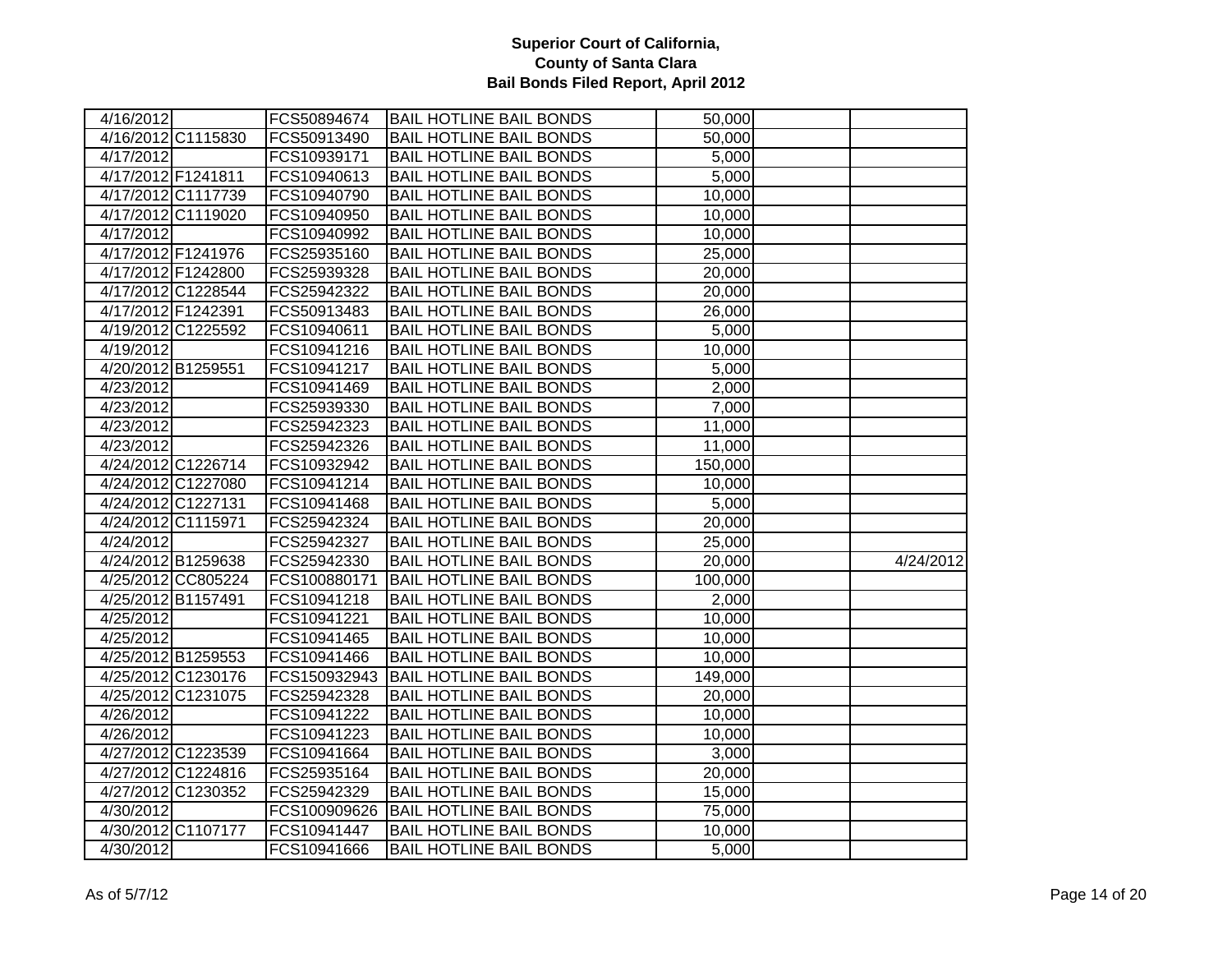# Superior Court of California,
# County of Santa Clara
# Bail Bonds Filed Report, April 2012

| | | | | | | |
|---|---|---|---|---|---|---|
| 4/16/2012 | | FCS50894674 | BAIL HOTLINE BAIL BONDS | 50,000 | | |
| 4/16/2012 | C1115830 | FCS50913490 | BAIL HOTLINE BAIL BONDS | 50,000 | | |
| 4/17/2012 | | FCS10939171 | BAIL HOTLINE BAIL BONDS | 5,000 | | |
| 4/17/2012 | F1241811 | FCS10940613 | BAIL HOTLINE BAIL BONDS | 5,000 | | |
| 4/17/2012 | C1117739 | FCS10940790 | BAIL HOTLINE BAIL BONDS | 10,000 | | |
| 4/17/2012 | C1119020 | FCS10940950 | BAIL HOTLINE BAIL BONDS | 10,000 | | |
| 4/17/2012 | | FCS10940992 | BAIL HOTLINE BAIL BONDS | 10,000 | | |
| 4/17/2012 | F1241976 | FCS25935160 | BAIL HOTLINE BAIL BONDS | 25,000 | | |
| 4/17/2012 | F1242800 | FCS25939328 | BAIL HOTLINE BAIL BONDS | 20,000 | | |
| 4/17/2012 | C1228544 | FCS25942322 | BAIL HOTLINE BAIL BONDS | 20,000 | | |
| 4/17/2012 | F1242391 | FCS50913483 | BAIL HOTLINE BAIL BONDS | 26,000 | | |
| 4/19/2012 | C1225592 | FCS10940611 | BAIL HOTLINE BAIL BONDS | 5,000 | | |
| 4/19/2012 | | FCS10941216 | BAIL HOTLINE BAIL BONDS | 10,000 | | |
| 4/20/2012 | B1259551 | FCS10941217 | BAIL HOTLINE BAIL BONDS | 5,000 | | |
| 4/23/2012 | | FCS10941469 | BAIL HOTLINE BAIL BONDS | 2,000 | | |
| 4/23/2012 | | FCS25939330 | BAIL HOTLINE BAIL BONDS | 7,000 | | |
| 4/23/2012 | | FCS25942323 | BAIL HOTLINE BAIL BONDS | 11,000 | | |
| 4/23/2012 | | FCS25942326 | BAIL HOTLINE BAIL BONDS | 11,000 | | |
| 4/24/2012 | C1226714 | FCS10932942 | BAIL HOTLINE BAIL BONDS | 150,000 | | |
| 4/24/2012 | C1227080 | FCS10941214 | BAIL HOTLINE BAIL BONDS | 10,000 | | |
| 4/24/2012 | C1227131 | FCS10941468 | BAIL HOTLINE BAIL BONDS | 5,000 | | |
| 4/24/2012 | C1115971 | FCS25942324 | BAIL HOTLINE BAIL BONDS | 20,000 | | |
| 4/24/2012 | | FCS25942327 | BAIL HOTLINE BAIL BONDS | 25,000 | | |
| 4/24/2012 | B1259638 | FCS25942330 | BAIL HOTLINE BAIL BONDS | 20,000 | | 4/24/2012 |
| 4/25/2012 | CC805224 | FCS100880171 | BAIL HOTLINE BAIL BONDS | 100,000 | | |
| 4/25/2012 | B1157491 | FCS10941218 | BAIL HOTLINE BAIL BONDS | 2,000 | | |
| 4/25/2012 | | FCS10941221 | BAIL HOTLINE BAIL BONDS | 10,000 | | |
| 4/25/2012 | | FCS10941465 | BAIL HOTLINE BAIL BONDS | 10,000 | | |
| 4/25/2012 | B1259553 | FCS10941466 | BAIL HOTLINE BAIL BONDS | 10,000 | | |
| 4/25/2012 | C1230176 | FCS150932943 | BAIL HOTLINE BAIL BONDS | 149,000 | | |
| 4/25/2012 | C1231075 | FCS25942328 | BAIL HOTLINE BAIL BONDS | 20,000 | | |
| 4/26/2012 | | FCS10941222 | BAIL HOTLINE BAIL BONDS | 10,000 | | |
| 4/26/2012 | | FCS10941223 | BAIL HOTLINE BAIL BONDS | 10,000 | | |
| 4/27/2012 | C1223539 | FCS10941664 | BAIL HOTLINE BAIL BONDS | 3,000 | | |
| 4/27/2012 | C1224816 | FCS25935164 | BAIL HOTLINE BAIL BONDS | 20,000 | | |
| 4/27/2012 | C1230352 | FCS25942329 | BAIL HOTLINE BAIL BONDS | 15,000 | | |
| 4/30/2012 | | FCS100909626 | BAIL HOTLINE BAIL BONDS | 75,000 | | |
| 4/30/2012 | C1107177 | FCS10941447 | BAIL HOTLINE BAIL BONDS | 10,000 | | |
| 4/30/2012 | | FCS10941666 | BAIL HOTLINE BAIL BONDS | 5,000 | | |

As of 5/7/12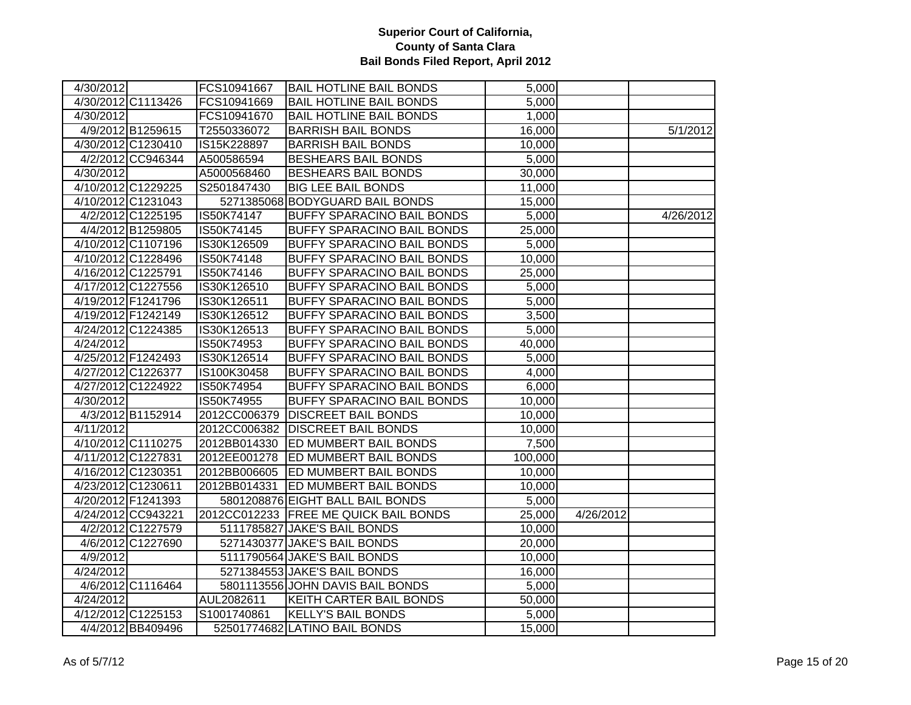# Superior Court of California, County of Santa Clara
## Bail Bonds Filed Report, April 2012

| | | | | | | |
|---|---|---|---|---|---|---|
| 4/30/2012 | | FCS10941667 | BAIL HOTLINE BAIL BONDS | 5,000 | | |
| 4/30/2012 | C1113426 | FCS10941669 | BAIL HOTLINE BAIL BONDS | 5,000 | | |
| 4/30/2012 | | FCS10941670 | BAIL HOTLINE BAIL BONDS | 1,000 | | |
| 4/9/2012 | B1259615 | T2550336072 | BARRISH BAIL BONDS | 16,000 | | 5/1/2012 |
| 4/30/2012 | C1230410 | IS15K228897 | BARRISH BAIL BONDS | 10,000 | | |
| 4/2/2012 | CC946344 | A500586594 | BESHEARS BAIL BONDS | 5,000 | | |
| 4/30/2012 | | A5000568460 | BESHEARS BAIL BONDS | 30,000 | | |
| 4/10/2012 | C1229225 | S2501847430 | BIG LEE BAIL BONDS | 11,000 | | |
| 4/10/2012 | C1231043 | 5271385068 | BODYGUARD BAIL BONDS | 15,000 | | |
| 4/2/2012 | C1225195 | IS50K74147 | BUFFY SPARACINO BAIL BONDS | 5,000 | | 4/26/2012 |
| 4/4/2012 | B1259805 | IS50K74145 | BUFFY SPARACINO BAIL BONDS | 25,000 | | |
| 4/10/2012 | C1107196 | IS30K126509 | BUFFY SPARACINO BAIL BONDS | 5,000 | | |
| 4/10/2012 | C1228496 | IS50K74148 | BUFFY SPARACINO BAIL BONDS | 10,000 | | |
| 4/16/2012 | C1225791 | IS50K74146 | BUFFY SPARACINO BAIL BONDS | 25,000 | | |
| 4/17/2012 | C1227556 | IS30K126510 | BUFFY SPARACINO BAIL BONDS | 5,000 | | |
| 4/19/2012 | F1241796 | IS30K126511 | BUFFY SPARACINO BAIL BONDS | 5,000 | | |
| 4/19/2012 | F1242149 | IS30K126512 | BUFFY SPARACINO BAIL BONDS | 3,500 | | |
| 4/24/2012 | C1224385 | IS30K126513 | BUFFY SPARACINO BAIL BONDS | 5,000 | | |
| 4/24/2012 | | IS50K74953 | BUFFY SPARACINO BAIL BONDS | 40,000 | | |
| 4/25/2012 | F1242493 | IS30K126514 | BUFFY SPARACINO BAIL BONDS | 5,000 | | |
| 4/27/2012 | C1226377 | IS100K30458 | BUFFY SPARACINO BAIL BONDS | 4,000 | | |
| 4/27/2012 | C1224922 | IS50K74954 | BUFFY SPARACINO BAIL BONDS | 6,000 | | |
| 4/30/2012 | | IS50K74955 | BUFFY SPARACINO BAIL BONDS | 10,000 | | |
| 4/3/2012 | B1152914 | 2012CC006379 | DISCREET BAIL BONDS | 10,000 | | |
| 4/11/2012 | | 2012CC006382 | DISCREET BAIL BONDS | 10,000 | | |
| 4/10/2012 | C1110275 | 2012BB014330 | ED MUMBERT BAIL BONDS | 7,500 | | |
| 4/11/2012 | C1227831 | 2012EE001278 | ED MUMBERT BAIL BONDS | 100,000 | | |
| 4/16/2012 | C1230351 | 2012BB006605 | ED MUMBERT BAIL BONDS | 10,000 | | |
| 4/23/2012 | C1230611 | 2012BB014331 | ED MUMBERT BAIL BONDS | 10,000 | | |
| 4/20/2012 | F1241393 | 5801208876 | EIGHT BALL BAIL BONDS | 5,000 | | |
| 4/24/2012 | CC943221 | 2012CC012233 | FREE ME QUICK BAIL BONDS | 25,000 | 4/26/2012 | |
| 4/2/2012 | C1227579 | 5111785827 | JAKE'S BAIL BONDS | 10,000 | | |
| 4/6/2012 | C1227690 | 5271430377 | JAKE'S BAIL BONDS | 20,000 | | |
| 4/9/2012 | | 5111790564 | JAKE'S BAIL BONDS | 10,000 | | |
| 4/24/2012 | | 5271384553 | JAKE'S BAIL BONDS | 16,000 | | |
| 4/6/2012 | C1116464 | 5801113556 | JOHN DAVIS BAIL BONDS | 5,000 | | |
| 4/24/2012 | | AUL2082611 | KEITH CARTER BAIL BONDS | 50,000 | | |
| 4/12/2012 | C1225153 | S1001740861 | KELLY'S BAIL BONDS | 5,000 | | |
| 4/4/2012 | BB409496 | 52501774682 | LATINO BAIL BONDS | 15,000 | | |

As of 5/7/12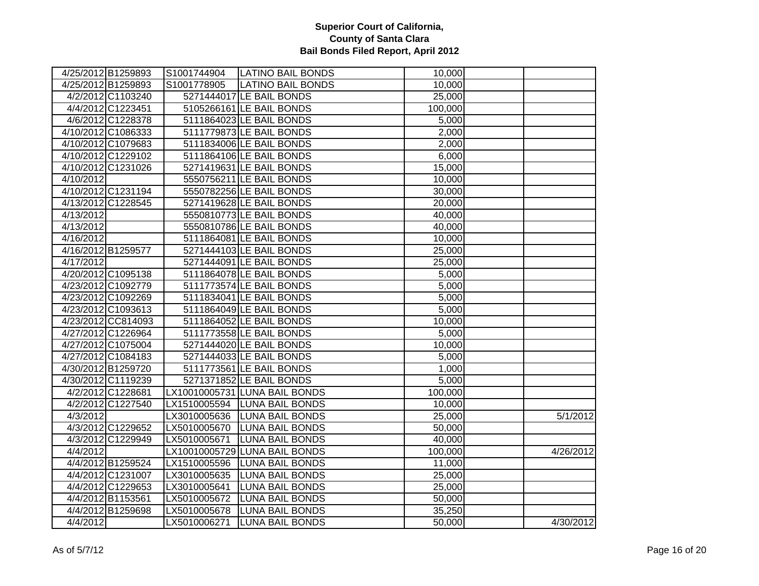# Superior Court of California, County of Santa Clara

## Bail Bonds Filed Report, April 2012

| | | | | | | |
|---|---|---|---|---|---|---|
| 4/25/2012 | B1259893 | S1001744904 | LATINO BAIL BONDS | 10,000 | | |
| 4/25/2012 | B1259893 | S1001778905 | LATINO BAIL BONDS | 10,000 | | |
| 4/2/2012 | C1103240 | 5271444017 | LE BAIL BONDS | 25,000 | | |
| 4/4/2012 | C1223451 | 5105266161 | LE BAIL BONDS | 100,000 | | |
| 4/6/2012 | C1228378 | 5111864023 | LE BAIL BONDS | 5,000 | | |
| 4/10/2012 | C1086333 | 5111779873 | LE BAIL BONDS | 2,000 | | |
| 4/10/2012 | C1079683 | 5111834006 | LE BAIL BONDS | 2,000 | | |
| 4/10/2012 | C1229102 | 5111864106 | LE BAIL BONDS | 6,000 | | |
| 4/10/2012 | C1231026 | 5271419631 | LE BAIL BONDS | 15,000 | | |
| 4/10/2012 | | 5550756211 | LE BAIL BONDS | 10,000 | | |
| 4/10/2012 | C1231194 | 5550782256 | LE BAIL BONDS | 30,000 | | |
| 4/13/2012 | C1228545 | 5271419628 | LE BAIL BONDS | 20,000 | | |
| 4/13/2012 | | 5550810773 | LE BAIL BONDS | 40,000 | | |
| 4/13/2012 | | 5550810786 | LE BAIL BONDS | 40,000 | | |
| 4/16/2012 | | 5111864081 | LE BAIL BONDS | 10,000 | | |
| 4/16/2012 | B1259577 | 5271444103 | LE BAIL BONDS | 25,000 | | |
| 4/17/2012 | | 5271444091 | LE BAIL BONDS | 25,000 | | |
| 4/20/2012 | C1095138 | 5111864078 | LE BAIL BONDS | 5,000 | | |
| 4/23/2012 | C1092779 | 5111773574 | LE BAIL BONDS | 5,000 | | |
| 4/23/2012 | C1092269 | 5111834041 | LE BAIL BONDS | 5,000 | | |
| 4/23/2012 | C1093613 | 5111864049 | LE BAIL BONDS | 5,000 | | |
| 4/23/2012 | CC814093 | 5111864052 | LE BAIL BONDS | 10,000 | | |
| 4/27/2012 | C1226964 | 5111773558 | LE BAIL BONDS | 5,000 | | |
| 4/27/2012 | C1075004 | 5271444020 | LE BAIL BONDS | 10,000 | | |
| 4/27/2012 | C1084183 | 5271444033 | LE BAIL BONDS | 5,000 | | |
| 4/30/2012 | B1259720 | 5111773561 | LE BAIL BONDS | 1,000 | | |
| 4/30/2012 | C1119239 | 5271371852 | LE BAIL BONDS | 5,000 | | |
| 4/2/2012 | C1228681 | LX10010005731 | LUNA BAIL BONDS | 100,000 | | |
| 4/2/2012 | C1227540 | LX1510005594 | LUNA BAIL BONDS | 10,000 | | |
| 4/3/2012 | | LX3010005636 | LUNA BAIL BONDS | 25,000 | | 5/1/2012 |
| 4/3/2012 | C1229652 | LX5010005670 | LUNA BAIL BONDS | 50,000 | | |
| 4/3/2012 | C1229949 | LX5010005671 | LUNA BAIL BONDS | 40,000 | | |
| 4/4/2012 | | LX10010005729 | LUNA BAIL BONDS | 100,000 | | 4/26/2012 |
| 4/4/2012 | B1259524 | LX1510005596 | LUNA BAIL BONDS | 11,000 | | |
| 4/4/2012 | C1231007 | LX3010005635 | LUNA BAIL BONDS | 25,000 | | |
| 4/4/2012 | C1229653 | LX3010005641 | LUNA BAIL BONDS | 25,000 | | |
| 4/4/2012 | B1153561 | LX5010005672 | LUNA BAIL BONDS | 50,000 | | |
| 4/4/2012 | B1259698 | LX5010005678 | LUNA BAIL BONDS | 35,250 | | |
| 4/4/2012 | | LX5010006271 | LUNA BAIL BONDS | 50,000 | | 4/30/2012 |

As of 5/7/12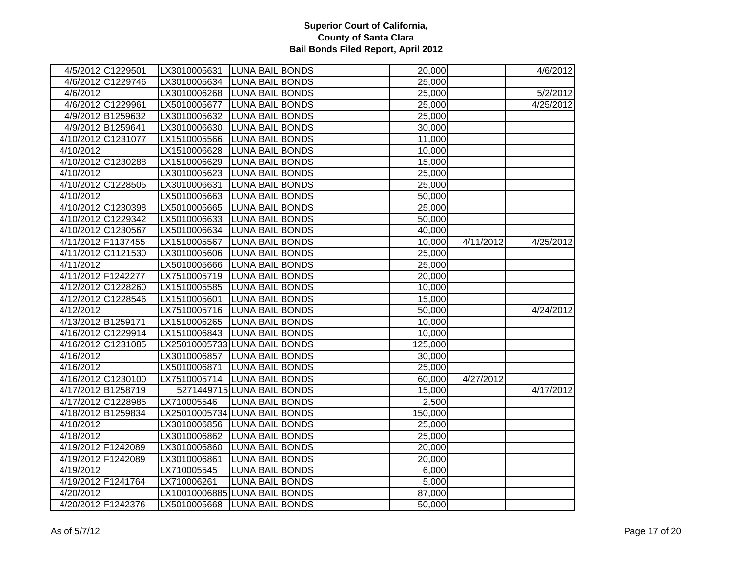# Superior Court of California,
# County of Santa Clara
# Bail Bonds Filed Report, April 2012

| | | | | | | |
|---|---|---|---|---|---|---|
| 4/5/2012 | C1229501 | LX3010005631 | LUNA BAIL BONDS | 20,000 | | 4/6/2012 |
| 4/6/2012 | C1229746 | LX3010005634 | LUNA BAIL BONDS | 25,000 | | |
| 4/6/2012 | | LX3010006268 | LUNA BAIL BONDS | 25,000 | | 5/2/2012 |
| 4/6/2012 | C1229961 | LX5010005677 | LUNA BAIL BONDS | 25,000 | | 4/25/2012 |
| 4/9/2012 | B1259632 | LX3010005632 | LUNA BAIL BONDS | 25,000 | | |
| 4/9/2012 | B1259641 | LX3010006630 | LUNA BAIL BONDS | 30,000 | | |
| 4/10/2012 | C1231077 | LX1510005566 | LUNA BAIL BONDS | 11,000 | | |
| 4/10/2012 | | LX1510006628 | LUNA BAIL BONDS | 10,000 | | |
| 4/10/2012 | C1230288 | LX1510006629 | LUNA BAIL BONDS | 15,000 | | |
| 4/10/2012 | | LX3010005623 | LUNA BAIL BONDS | 25,000 | | |
| 4/10/2012 | C1228505 | LX3010006631 | LUNA BAIL BONDS | 25,000 | | |
| 4/10/2012 | | LX5010005663 | LUNA BAIL BONDS | 50,000 | | |
| 4/10/2012 | C1230398 | LX5010005665 | LUNA BAIL BONDS | 25,000 | | |
| 4/10/2012 | C1229342 | LX5010006633 | LUNA BAIL BONDS | 50,000 | | |
| 4/10/2012 | C1230567 | LX5010006634 | LUNA BAIL BONDS | 40,000 | | |
| 4/11/2012 | F1137455 | LX1510005567 | LUNA BAIL BONDS | 10,000 | 4/11/2012 | 4/25/2012 |
| 4/11/2012 | C1121530 | LX3010005606 | LUNA BAIL BONDS | 25,000 | | |
| 4/11/2012 | | LX5010005666 | LUNA BAIL BONDS | 25,000 | | |
| 4/11/2012 | F1242277 | LX7510005719 | LUNA BAIL BONDS | 20,000 | | |
| 4/12/2012 | C1228260 | LX1510005585 | LUNA BAIL BONDS | 10,000 | | |
| 4/12/2012 | C1228546 | LX1510005601 | LUNA BAIL BONDS | 15,000 | | |
| 4/12/2012 | | LX7510005716 | LUNA BAIL BONDS | 50,000 | | 4/24/2012 |
| 4/13/2012 | B1259171 | LX1510006265 | LUNA BAIL BONDS | 10,000 | | |
| 4/16/2012 | C1229914 | LX1510006843 | LUNA BAIL BONDS | 10,000 | | |
| 4/16/2012 | C1231085 | LX25010005733 | LUNA BAIL BONDS | 125,000 | | |
| 4/16/2012 | | LX3010006857 | LUNA BAIL BONDS | 30,000 | | |
| 4/16/2012 | | LX5010006871 | LUNA BAIL BONDS | 25,000 | | |
| 4/16/2012 | C1230100 | LX7510005714 | LUNA BAIL BONDS | 60,000 | 4/27/2012 | |
| 4/17/2012 | B1258719 | 5271449715 | LUNA BAIL BONDS | 15,000 | | 4/17/2012 |
| 4/17/2012 | C1228985 | LX710005546 | LUNA BAIL BONDS | 2,500 | | |
| 4/18/2012 | B1259834 | LX25010005734 | LUNA BAIL BONDS | 150,000 | | |
| 4/18/2012 | | LX3010006856 | LUNA BAIL BONDS | 25,000 | | |
| 4/18/2012 | | LX3010006862 | LUNA BAIL BONDS | 25,000 | | |
| 4/19/2012 | F1242089 | LX3010006860 | LUNA BAIL BONDS | 20,000 | | |
| 4/19/2012 | F1242089 | LX3010006861 | LUNA BAIL BONDS | 20,000 | | |
| 4/19/2012 | | LX710005545 | LUNA BAIL BONDS | 6,000 | | |
| 4/19/2012 | F1241764 | LX710006261 | LUNA BAIL BONDS | 5,000 | | |
| 4/20/2012 | | LX10010006885 | LUNA BAIL BONDS | 87,000 | | |
| 4/20/2012 | F1242376 | LX5010005668 | LUNA BAIL BONDS | 50,000 | | |

As of 5/7/12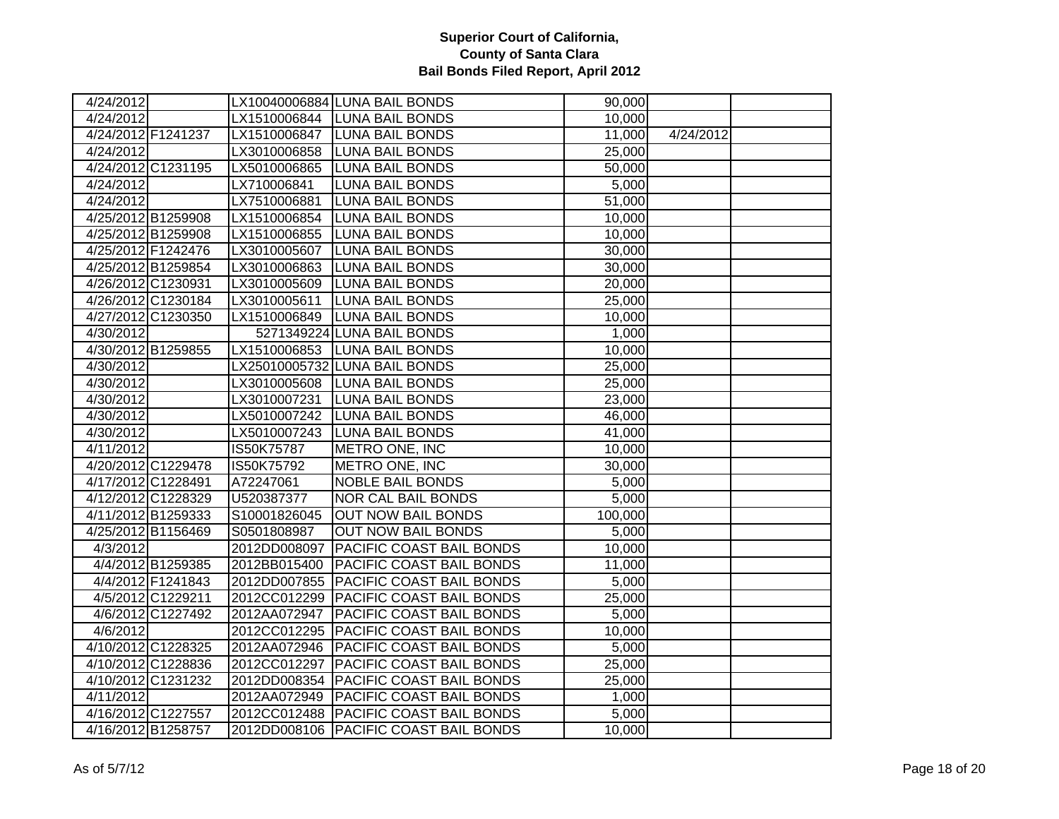# Superior Court of California, County of Santa Clara
## Bail Bonds Filed Report, April 2012

| | | | | | | |
|---|---|---|---|---|---|---|
| 4/24/2012 | | LX10040006884 | LUNA BAIL BONDS | 90,000 | | |
| 4/24/2012 | | LX1510006844 | LUNA BAIL BONDS | 10,000 | | |
| 4/24/2012 | F1241237 | LX1510006847 | LUNA BAIL BONDS | 11,000 | 4/24/2012 | |
| 4/24/2012 | | LX3010006858 | LUNA BAIL BONDS | 25,000 | | |
| 4/24/2012 | C1231195 | LX5010006865 | LUNA BAIL BONDS | 50,000 | | |
| 4/24/2012 | | LX710006841 | LUNA BAIL BONDS | 5,000 | | |
| 4/24/2012 | | LX7510006881 | LUNA BAIL BONDS | 51,000 | | |
| 4/25/2012 | B1259908 | LX1510006854 | LUNA BAIL BONDS | 10,000 | | |
| 4/25/2012 | B1259908 | LX1510006855 | LUNA BAIL BONDS | 10,000 | | |
| 4/25/2012 | F1242476 | LX3010005607 | LUNA BAIL BONDS | 30,000 | | |
| 4/25/2012 | B1259854 | LX3010006863 | LUNA BAIL BONDS | 30,000 | | |
| 4/26/2012 | C1230931 | LX3010005609 | LUNA BAIL BONDS | 20,000 | | |
| 4/26/2012 | C1230184 | LX3010005611 | LUNA BAIL BONDS | 25,000 | | |
| 4/27/2012 | C1230350 | LX1510006849 | LUNA BAIL BONDS | 10,000 | | |
| 4/30/2012 | | 5271349224 | LUNA BAIL BONDS | 1,000 | | |
| 4/30/2012 | B1259855 | LX1510006853 | LUNA BAIL BONDS | 10,000 | | |
| 4/30/2012 | | LX25010005732 | LUNA BAIL BONDS | 25,000 | | |
| 4/30/2012 | | LX3010005608 | LUNA BAIL BONDS | 25,000 | | |
| 4/30/2012 | | LX3010007231 | LUNA BAIL BONDS | 23,000 | | |
| 4/30/2012 | | LX5010007242 | LUNA BAIL BONDS | 46,000 | | |
| 4/30/2012 | | LX5010007243 | LUNA BAIL BONDS | 41,000 | | |
| 4/11/2012 | | IS50K75787 | METRO ONE, INC | 10,000 | | |
| 4/20/2012 | C1229478 | IS50K75792 | METRO ONE, INC | 30,000 | | |
| 4/17/2012 | C1228491 | A72247061 | NOBLE BAIL BONDS | 5,000 | | |
| 4/12/2012 | C1228329 | U520387377 | NOR CAL BAIL BONDS | 5,000 | | |
| 4/11/2012 | B1259333 | S10001826045 | OUT NOW BAIL BONDS | 100,000 | | |
| 4/25/2012 | B1156469 | S0501808987 | OUT NOW BAIL BONDS | 5,000 | | |
| 4/3/2012 | | 2012DD008097 | PACIFIC COAST BAIL BONDS | 10,000 | | |
| 4/4/2012 | B1259385 | 2012BB015400 | PACIFIC COAST BAIL BONDS | 11,000 | | |
| 4/4/2012 | F1241843 | 2012DD007855 | PACIFIC COAST BAIL BONDS | 5,000 | | |
| 4/5/2012 | C1229211 | 2012CC012299 | PACIFIC COAST BAIL BONDS | 25,000 | | |
| 4/6/2012 | C1227492 | 2012AA072947 | PACIFIC COAST BAIL BONDS | 5,000 | | |
| 4/6/2012 | | 2012CC012295 | PACIFIC COAST BAIL BONDS | 10,000 | | |
| 4/10/2012 | C1228325 | 2012AA072946 | PACIFIC COAST BAIL BONDS | 5,000 | | |
| 4/10/2012 | C1228836 | 2012CC012297 | PACIFIC COAST BAIL BONDS | 25,000 | | |
| 4/10/2012 | C1231232 | 2012DD008354 | PACIFIC COAST BAIL BONDS | 25,000 | | |
| 4/11/2012 | | 2012AA072949 | PACIFIC COAST BAIL BONDS | 1,000 | | |
| 4/16/2012 | C1227557 | 2012CC012488 | PACIFIC COAST BAIL BONDS | 5,000 | | |
| 4/16/2012 | B1258757 | 2012DD008106 | PACIFIC COAST BAIL BONDS | 10,000 | | |

As of 5/7/12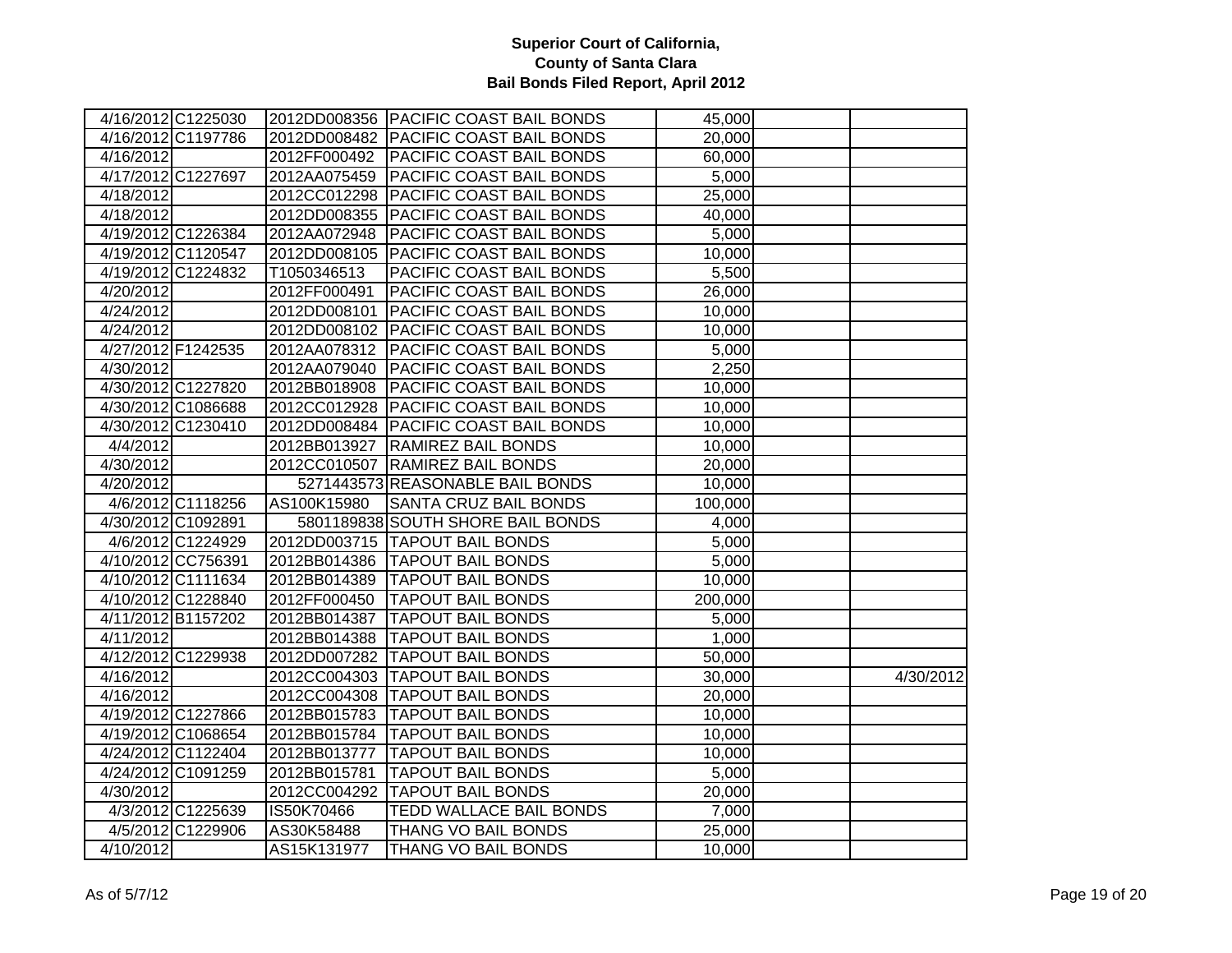# Superior Court of California, County of Santa Clara
## Bail Bonds Filed Report, April 2012

| | | | | | | |
|---|---|---|---|---|---|---|
| 4/16/2012 | C1225030 | 2012DD008356 | PACIFIC COAST BAIL BONDS | 45,000 | | |
| 4/16/2012 | C1197786 | 2012DD008482 | PACIFIC COAST BAIL BONDS | 20,000 | | |
| 4/16/2012 | | 2012FF000492 | PACIFIC COAST BAIL BONDS | 60,000 | | |
| 4/17/2012 | C1227697 | 2012AA075459 | PACIFIC COAST BAIL BONDS | 5,000 | | |
| 4/18/2012 | | 2012CC012298 | PACIFIC COAST BAIL BONDS | 25,000 | | |
| 4/18/2012 | | 2012DD008355 | PACIFIC COAST BAIL BONDS | 40,000 | | |
| 4/19/2012 | C1226384 | 2012AA072948 | PACIFIC COAST BAIL BONDS | 5,000 | | |
| 4/19/2012 | C1120547 | 2012DD008105 | PACIFIC COAST BAIL BONDS | 10,000 | | |
| 4/19/2012 | C1224832 | T1050346513 | PACIFIC COAST BAIL BONDS | 5,500 | | |
| 4/20/2012 | | 2012FF000491 | PACIFIC COAST BAIL BONDS | 26,000 | | |
| 4/24/2012 | | 2012DD008101 | PACIFIC COAST BAIL BONDS | 10,000 | | |
| 4/24/2012 | | 2012DD008102 | PACIFIC COAST BAIL BONDS | 10,000 | | |
| 4/27/2012 | F1242535 | 2012AA078312 | PACIFIC COAST BAIL BONDS | 5,000 | | |
| 4/30/2012 | | 2012AA079040 | PACIFIC COAST BAIL BONDS | 2,250 | | |
| 4/30/2012 | C1227820 | 2012BB018908 | PACIFIC COAST BAIL BONDS | 10,000 | | |
| 4/30/2012 | C1086688 | 2012CC012928 | PACIFIC COAST BAIL BONDS | 10,000 | | |
| 4/30/2012 | C1230410 | 2012DD008484 | PACIFIC COAST BAIL BONDS | 10,000 | | |
| 4/4/2012 | | 2012BB013927 | RAMIREZ BAIL BONDS | 10,000 | | |
| 4/30/2012 | | 2012CC010507 | RAMIREZ BAIL BONDS | 20,000 | | |
| 4/20/2012 | | 5271443573 | REASONABLE BAIL BONDS | 10,000 | | |
| 4/6/2012 | C1118256 | AS100K15980 | SANTA CRUZ BAIL BONDS | 100,000 | | |
| 4/30/2012 | C1092891 | 5801189838 | SOUTH SHORE BAIL BONDS | 4,000 | | |
| 4/6/2012 | C1224929 | 2012DD003715 | TAPOUT BAIL BONDS | 5,000 | | |
| 4/10/2012 | CC756391 | 2012BB014386 | TAPOUT BAIL BONDS | 5,000 | | |
| 4/10/2012 | C1111634 | 2012BB014389 | TAPOUT BAIL BONDS | 10,000 | | |
| 4/10/2012 | C1228840 | 2012FF000450 | TAPOUT BAIL BONDS | 200,000 | | |
| 4/11/2012 | B1157202 | 2012BB014387 | TAPOUT BAIL BONDS | 5,000 | | |
| 4/11/2012 | | 2012BB014388 | TAPOUT BAIL BONDS | 1,000 | | |
| 4/12/2012 | C1229938 | 2012DD007282 | TAPOUT BAIL BONDS | 50,000 | | |
| 4/16/2012 | | 2012CC004303 | TAPOUT BAIL BONDS | 30,000 | | 4/30/2012 |
| 4/16/2012 | | 2012CC004308 | TAPOUT BAIL BONDS | 20,000 | | |
| 4/19/2012 | C1227866 | 2012BB015783 | TAPOUT BAIL BONDS | 10,000 | | |
| 4/19/2012 | C1068654 | 2012BB015784 | TAPOUT BAIL BONDS | 10,000 | | |
| 4/24/2012 | C1122404 | 2012BB013777 | TAPOUT BAIL BONDS | 10,000 | | |
| 4/24/2012 | C1091259 | 2012BB015781 | TAPOUT BAIL BONDS | 5,000 | | |
| 4/30/2012 | | 2012CC004292 | TAPOUT BAIL BONDS | 20,000 | | |
| 4/3/2012 | C1225639 | IS50K70466 | TEDD WALLACE BAIL BONDS | 7,000 | | |
| 4/5/2012 | C1229906 | AS30K58488 | THANG VO BAIL BONDS | 25,000 | | |
| 4/10/2012 | | AS15K131977 | THANG VO BAIL BONDS | 10,000 | | |

As of 5/7/12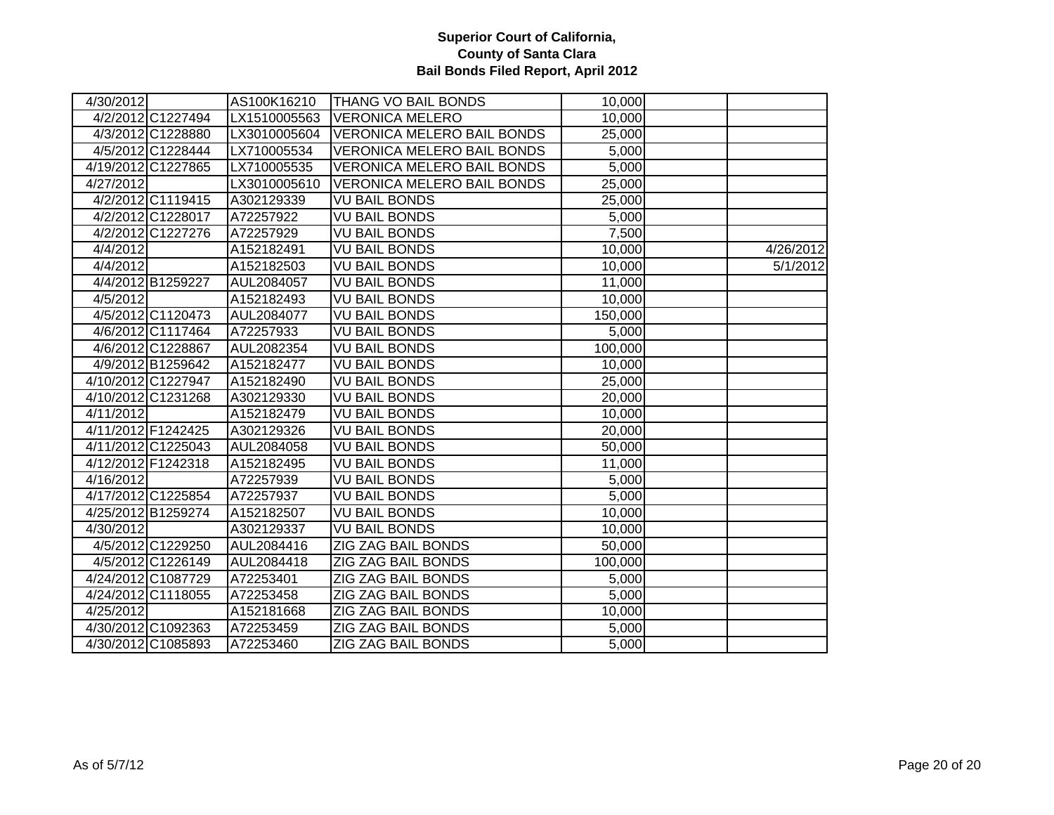# Superior Court of California,
# County of Santa Clara
# Bail Bonds Filed Report, April 2012

| | | | | | | |
|---|---|---|---|---|---|---|
| 4/30/2012 | | AS100K16210 | THANG VO BAIL BONDS | 10,000 | | |
| 4/2/2012 | C1227494 | LX1510005563 | VERONICA MELERO | 10,000 | | |
| 4/3/2012 | C1228880 | LX3010005604 | VERONICA MELERO BAIL BONDS | 25,000 | | |
| 4/5/2012 | C1228444 | LX710005534 | VERONICA MELERO BAIL BONDS | 5,000 | | |
| 4/19/2012 | C1227865 | LX710005535 | VERONICA MELERO BAIL BONDS | 5,000 | | |
| 4/27/2012 | | LX3010005610 | VERONICA MELERO BAIL BONDS | 25,000 | | |
| 4/2/2012 | C1119415 | A302129339 | VU BAIL BONDS | 25,000 | | |
| 4/2/2012 | C1228017 | A72257922 | VU BAIL BONDS | 5,000 | | |
| 4/2/2012 | C1227276 | A72257929 | VU BAIL BONDS | 7,500 | | |
| 4/4/2012 | | A152182491 | VU BAIL BONDS | 10,000 | | 4/26/2012 |
| 4/4/2012 | | A152182503 | VU BAIL BONDS | 10,000 | | 5/1/2012 |
| 4/4/2012 | B1259227 | AUL2084057 | VU BAIL BONDS | 11,000 | | |
| 4/5/2012 | | A152182493 | VU BAIL BONDS | 10,000 | | |
| 4/5/2012 | C1120473 | AUL2084077 | VU BAIL BONDS | 150,000 | | |
| 4/6/2012 | C1117464 | A72257933 | VU BAIL BONDS | 5,000 | | |
| 4/6/2012 | C1228867 | AUL2082354 | VU BAIL BONDS | 100,000 | | |
| 4/9/2012 | B1259642 | A152182477 | VU BAIL BONDS | 10,000 | | |
| 4/10/2012 | C1227947 | A152182490 | VU BAIL BONDS | 25,000 | | |
| 4/10/2012 | C1231268 | A302129330 | VU BAIL BONDS | 20,000 | | |
| 4/11/2012 | | A152182479 | VU BAIL BONDS | 10,000 | | |
| 4/11/2012 | F1242425 | A302129326 | VU BAIL BONDS | 20,000 | | |
| 4/11/2012 | C1225043 | AUL2084058 | VU BAIL BONDS | 50,000 | | |
| 4/12/2012 | F1242318 | A152182495 | VU BAIL BONDS | 11,000 | | |
| 4/16/2012 | | A72257939 | VU BAIL BONDS | 5,000 | | |
| 4/17/2012 | C1225854 | A72257937 | VU BAIL BONDS | 5,000 | | |
| 4/25/2012 | B1259274 | A152182507 | VU BAIL BONDS | 10,000 | | |
| 4/30/2012 | | A302129337 | VU BAIL BONDS | 10,000 | | |
| 4/5/2012 | C1229250 | AUL2084416 | ZIG ZAG BAIL BONDS | 50,000 | | |
| 4/5/2012 | C1226149 | AUL2084418 | ZIG ZAG BAIL BONDS | 100,000 | | |
| 4/24/2012 | C1087729 | A72253401 | ZIG ZAG BAIL BONDS | 5,000 | | |
| 4/24/2012 | C1118055 | A72253458 | ZIG ZAG BAIL BONDS | 5,000 | | |
| 4/25/2012 | | A152181668 | ZIG ZAG BAIL BONDS | 10,000 | | |
| 4/30/2012 | C1092363 | A72253459 | ZIG ZAG BAIL BONDS | 5,000 | | |
| 4/30/2012 | C1085893 | A72253460 | ZIG ZAG BAIL BONDS | 5,000 | | |

As of 5/7/12